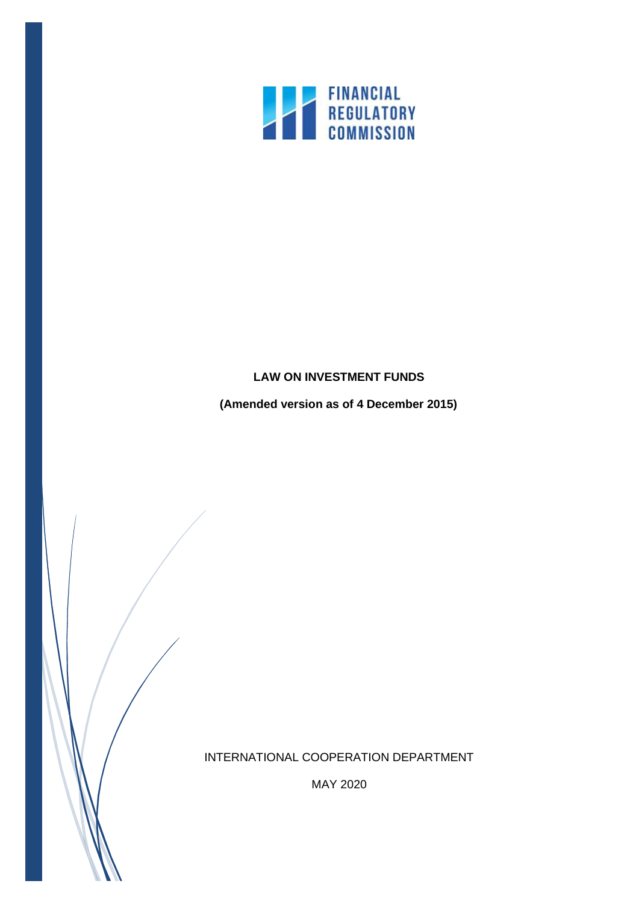FINANCIAL REGULATORY COMMISSION

# LAW ON INVESTMENT FUNDS

**(Amended version as of 4 December 2015)**

INTERNATIONAL COOPERATION DEPARTMENT

MAY 2020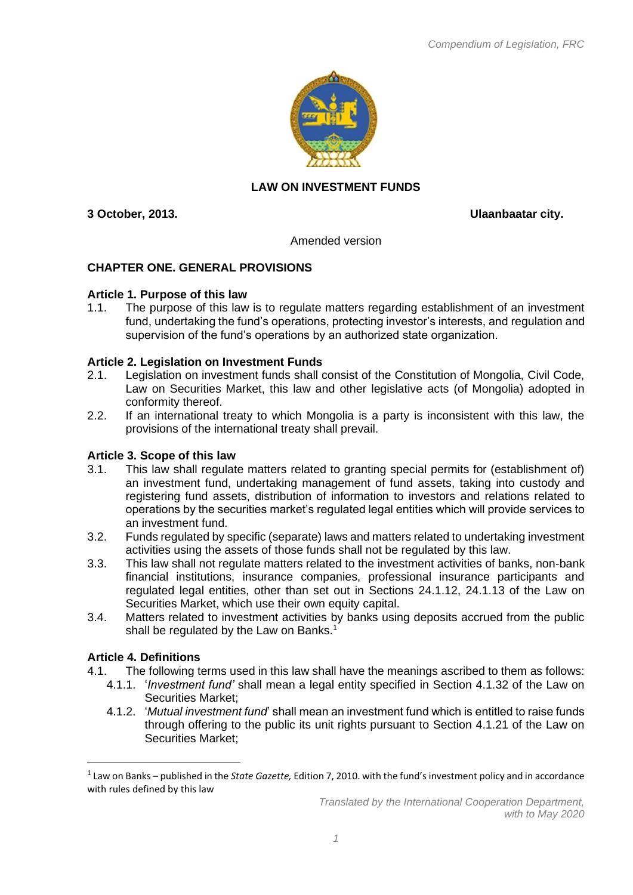# LAW ON INVESTMENT FUNDS

**3 October, 2013.** **Ulaanbaatar city.**

Amended version

## CHAPTER ONE. GENERAL PROVISIONS

### Article 1. Purpose of this law

1.1. The purpose of this law is to regulate matters regarding establishment of an investment fund, undertaking the fund's operations, protecting investor's interests, and regulation and supervision of the fund's operations by an authorized state organization.

### Article 2. Legislation on Investment Funds

2.1. Legislation on investment funds shall consist of the Constitution of Mongolia, Civil Code, Law on Securities Market, this law and other legislative acts (of Mongolia) adopted in conformity thereof.

2.2. If an international treaty to which Mongolia is a party is inconsistent with this law, the provisions of the international treaty shall prevail.

### Article 3. Scope of this law

3.1. This law shall regulate matters related to granting special permits for (establishment of) an investment fund, undertaking management of fund assets, taking into custody and registering fund assets, distribution of information to investors and relations related to operations by the securities market's regulated legal entities which will provide services to an investment fund.

3.2. Funds regulated by specific (separate) laws and matters related to undertaking investment activities using the assets of those funds shall not be regulated by this law.

3.3. This law shall not regulate matters related to the investment activities of banks, non-bank financial institutions, insurance companies, professional insurance participants and regulated legal entities, other than set out in Sections 24.1.12, 24.1.13 of the Law on Securities Market, which use their own equity capital.

3.4. Matters related to investment activities by banks using deposits accrued from the public shall be regulated by the Law on Banks.[1]

### Article 4. Definitions

4.1. The following terms used in this law shall have the meanings ascribed to them as follows:

- 4.1.1. '*Investment fund'* shall mean a legal entity specified in Section 4.1.32 of the Law on Securities Market;
- 4.1.2. '*Mutual investment fund*' shall mean an investment fund which is entitled to raise funds through offering to the public its unit rights pursuant to Section 4.1.21 of the Law on Securities Market;

[1] Law on Banks – published in the *State Gazette,* Edition 7, 2010. with the fund's investment policy and in accordance with rules defined by this law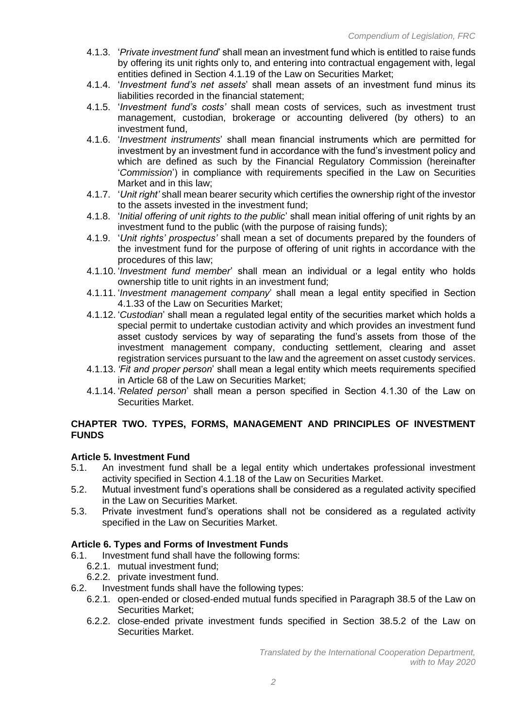4.1.3. '*Private investment fund*' shall mean an investment fund which is entitled to raise funds by offering its unit rights only to, and entering into contractual engagement with, legal entities defined in Section 4.1.19 of the Law on Securities Market;

4.1.4. '*Investment fund's net assets*' shall mean assets of an investment fund minus its liabilities recorded in the financial statement;

4.1.5. '*Investment fund's costs'* shall mean costs of services, such as investment trust management, custodian, brokerage or accounting delivered (by others) to an investment fund,

4.1.6. '*Investment instruments*' shall mean financial instruments which are permitted for investment by an investment fund in accordance with the fund's investment policy and which are defined as such by the Financial Regulatory Commission (hereinafter '*Commission*') in compliance with requirements specified in the Law on Securities Market and in this law;

4.1.7. '*Unit right'* shall mean bearer security which certifies the ownership right of the investor to the assets invested in the investment fund;

4.1.8. '*Initial offering of unit rights to the public*' shall mean initial offering of unit rights by an investment fund to the public (with the purpose of raising funds);

4.1.9. '*Unit rights' prospectus'* shall mean a set of documents prepared by the founders of the investment fund for the purpose of offering of unit rights in accordance with the procedures of this law;

4.1.10. '*Investment fund member*' shall mean an individual or a legal entity who holds ownership title to unit rights in an investment fund;

4.1.11. '*Investment management company*' shall mean a legal entity specified in Section 4.1.33 of the Law on Securities Market;

4.1.12. '*Custodian*' shall mean a regulated legal entity of the securities market which holds a special permit to undertake custodian activity and which provides an investment fund asset custody services by way of separating the fund's assets from those of the investment management company, conducting settlement, clearing and asset registration services pursuant to the law and the agreement on asset custody services.

4.1.13. *'Fit and proper person*' shall mean a legal entity which meets requirements specified in Article 68 of the Law on Securities Market;

4.1.14. '*Related person*' shall mean a person specified in Section 4.1.30 of the Law on Securities Market.

## CHAPTER TWO. TYPES, FORMS, MANAGEMENT AND PRINCIPLES OF INVESTMENT FUNDS

### Article 5. Investment Fund

5.1. An investment fund shall be a legal entity which undertakes professional investment activity specified in Section 4.1.18 of the Law on Securities Market.

5.2. Mutual investment fund's operations shall be considered as a regulated activity specified in the Law on Securities Market.

5.3. Private investment fund's operations shall not be considered as a regulated activity specified in the Law on Securities Market.

### Article 6. Types and Forms of Investment Funds

6.1. Investment fund shall have the following forms:

6.2.1. mutual investment fund;

6.2.2. private investment fund.

6.2. Investment funds shall have the following types:

6.2.1. open-ended or closed-ended mutual funds specified in Paragraph 38.5 of the Law on Securities Market;

6.2.2. close-ended private investment funds specified in Section 38.5.2 of the Law on Securities Market.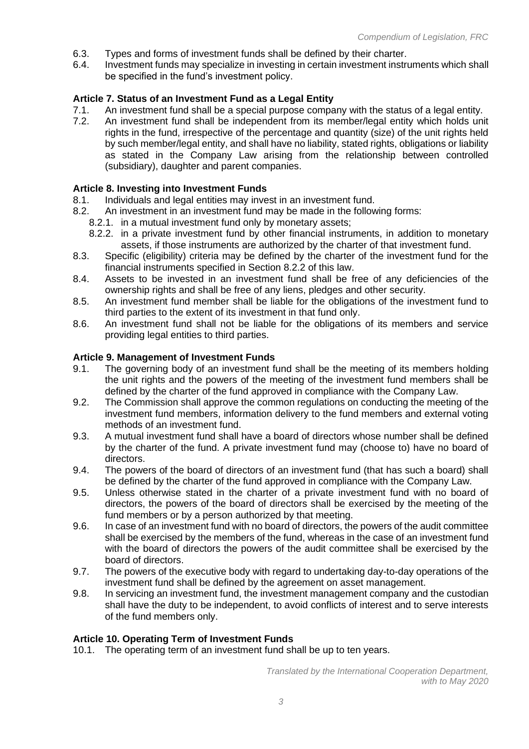6.3. Types and forms of investment funds shall be defined by their charter.

6.4. Investment funds may specialize in investing in certain investment instruments which shall be specified in the fund's investment policy.

### Article 7. Status of an Investment Fund as a Legal Entity

7.1. An investment fund shall be a special purpose company with the status of a legal entity.

7.2. An investment fund shall be independent from its member/legal entity which holds unit rights in the fund, irrespective of the percentage and quantity (size) of the unit rights held by such member/legal entity, and shall have no liability, stated rights, obligations or liability as stated in the Company Law arising from the relationship between controlled (subsidiary), daughter and parent companies.

### Article 8. Investing into Investment Funds

8.1. Individuals and legal entities may invest in an investment fund.

8.2. An investment in an investment fund may be made in the following forms:

- 8.2.1. in a mutual investment fund only by monetary assets;
- 8.2.2. in a private investment fund by other financial instruments, in addition to monetary assets, if those instruments are authorized by the charter of that investment fund.

8.3. Specific (eligibility) criteria may be defined by the charter of the investment fund for the financial instruments specified in Section 8.2.2 of this law.

8.4. Assets to be invested in an investment fund shall be free of any deficiencies of the ownership rights and shall be free of any liens, pledges and other security.

8.5. An investment fund member shall be liable for the obligations of the investment fund to third parties to the extent of its investment in that fund only.

8.6. An investment fund shall not be liable for the obligations of its members and service providing legal entities to third parties.

### Article 9. Management of Investment Funds

9.1. The governing body of an investment fund shall be the meeting of its members holding the unit rights and the powers of the meeting of the investment fund members shall be defined by the charter of the fund approved in compliance with the Company Law.

9.2. The Commission shall approve the common regulations on conducting the meeting of the investment fund members, information delivery to the fund members and external voting methods of an investment fund.

9.3. A mutual investment fund shall have a board of directors whose number shall be defined by the charter of the fund. A private investment fund may (choose to) have no board of directors.

9.4. The powers of the board of directors of an investment fund (that has such a board) shall be defined by the charter of the fund approved in compliance with the Company Law.

9.5. Unless otherwise stated in the charter of a private investment fund with no board of directors, the powers of the board of directors shall be exercised by the meeting of the fund members or by a person authorized by that meeting.

9.6. In case of an investment fund with no board of directors, the powers of the audit committee shall be exercised by the members of the fund, whereas in the case of an investment fund with the board of directors the powers of the audit committee shall be exercised by the board of directors.

9.7. The powers of the executive body with regard to undertaking day-to-day operations of the investment fund shall be defined by the agreement on asset management.

9.8. In servicing an investment fund, the investment management company and the custodian shall have the duty to be independent, to avoid conflicts of interest and to serve interests of the fund members only.

### Article 10. Operating Term of Investment Funds

10.1. The operating term of an investment fund shall be up to ten years.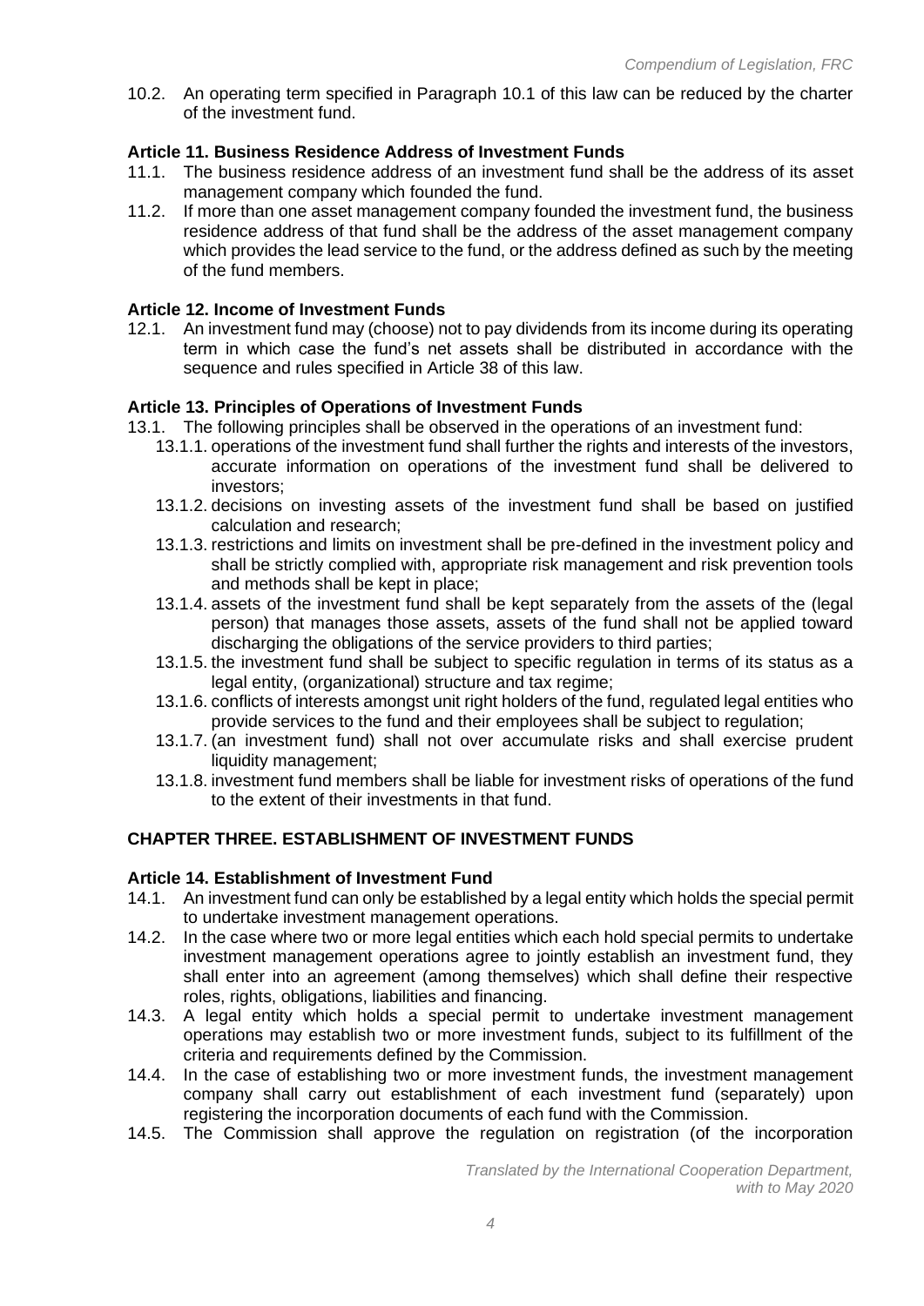10.2. An operating term specified in Paragraph 10.1 of this law can be reduced by the charter of the investment fund.

### Article 11. Business Residence Address of Investment Funds

11.1. The business residence address of an investment fund shall be the address of its asset management company which founded the fund.

11.2. If more than one asset management company founded the investment fund, the business residence address of that fund shall be the address of the asset management company which provides the lead service to the fund, or the address defined as such by the meeting of the fund members.

### Article 12. Income of Investment Funds

12.1. An investment fund may (choose) not to pay dividends from its income during its operating term in which case the fund's net assets shall be distributed in accordance with the sequence and rules specified in Article 38 of this law.

### Article 13. Principles of Operations of Investment Funds

13.1. The following principles shall be observed in the operations of an investment fund:

- 13.1.1. operations of the investment fund shall further the rights and interests of the investors, accurate information on operations of the investment fund shall be delivered to investors;
- 13.1.2. decisions on investing assets of the investment fund shall be based on justified calculation and research;
- 13.1.3. restrictions and limits on investment shall be pre-defined in the investment policy and shall be strictly complied with, appropriate risk management and risk prevention tools and methods shall be kept in place;
- 13.1.4. assets of the investment fund shall be kept separately from the assets of the (legal person) that manages those assets, assets of the fund shall not be applied toward discharging the obligations of the service providers to third parties;
- 13.1.5. the investment fund shall be subject to specific regulation in terms of its status as a legal entity, (organizational) structure and tax regime;
- 13.1.6. conflicts of interests amongst unit right holders of the fund, regulated legal entities who provide services to the fund and their employees shall be subject to regulation;
- 13.1.7. (an investment fund) shall not over accumulate risks and shall exercise prudent liquidity management;
- 13.1.8. investment fund members shall be liable for investment risks of operations of the fund to the extent of their investments in that fund.

## CHAPTER THREE. ESTABLISHMENT OF INVESTMENT FUNDS

### Article 14. Establishment of Investment Fund

14.1. An investment fund can only be established by a legal entity which holds the special permit to undertake investment management operations.

14.2. In the case where two or more legal entities which each hold special permits to undertake investment management operations agree to jointly establish an investment fund, they shall enter into an agreement (among themselves) which shall define their respective roles, rights, obligations, liabilities and financing.

14.3. A legal entity which holds a special permit to undertake investment management operations may establish two or more investment funds, subject to its fulfillment of the criteria and requirements defined by the Commission.

14.4. In the case of establishing two or more investment funds, the investment management company shall carry out establishment of each investment fund (separately) upon registering the incorporation documents of each fund with the Commission.

14.5. The Commission shall approve the regulation on registration (of the incorporation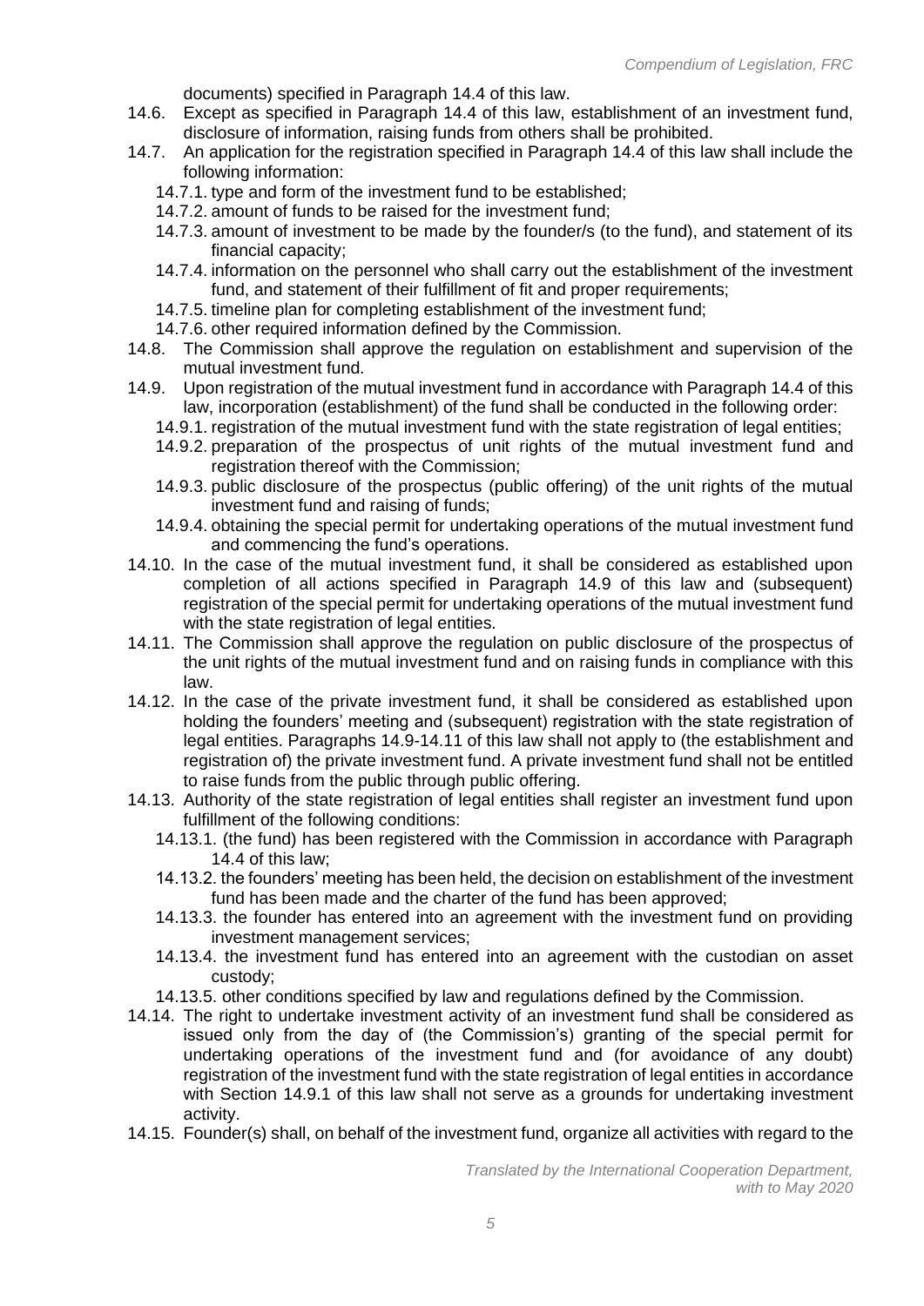documents) specified in Paragraph 14.4 of this law.

14.6. Except as specified in Paragraph 14.4 of this law, establishment of an investment fund, disclosure of information, raising funds from others shall be prohibited.

14.7. An application for the registration specified in Paragraph 14.4 of this law shall include the following information:

- 14.7.1. type and form of the investment fund to be established;
- 14.7.2. amount of funds to be raised for the investment fund;
- 14.7.3. amount of investment to be made by the founder/s (to the fund), and statement of its financial capacity;
- 14.7.4. information on the personnel who shall carry out the establishment of the investment fund, and statement of their fulfillment of fit and proper requirements;
- 14.7.5. timeline plan for completing establishment of the investment fund;
- 14.7.6. other required information defined by the Commission.

14.8. The Commission shall approve the regulation on establishment and supervision of the mutual investment fund.

14.9. Upon registration of the mutual investment fund in accordance with Paragraph 14.4 of this law, incorporation (establishment) of the fund shall be conducted in the following order:

- 14.9.1. registration of the mutual investment fund with the state registration of legal entities;
- 14.9.2. preparation of the prospectus of unit rights of the mutual investment fund and registration thereof with the Commission;
- 14.9.3. public disclosure of the prospectus (public offering) of the unit rights of the mutual investment fund and raising of funds;
- 14.9.4. obtaining the special permit for undertaking operations of the mutual investment fund and commencing the fund's operations.

14.10. In the case of the mutual investment fund, it shall be considered as established upon completion of all actions specified in Paragraph 14.9 of this law and (subsequent) registration of the special permit for undertaking operations of the mutual investment fund with the state registration of legal entities.

14.11. The Commission shall approve the regulation on public disclosure of the prospectus of the unit rights of the mutual investment fund and on raising funds in compliance with this law.

14.12. In the case of the private investment fund, it shall be considered as established upon holding the founders' meeting and (subsequent) registration with the state registration of legal entities. Paragraphs 14.9-14.11 of this law shall not apply to (the establishment and registration of) the private investment fund. A private investment fund shall not be entitled to raise funds from the public through public offering.

14.13. Authority of the state registration of legal entities shall register an investment fund upon fulfillment of the following conditions:

- 14.13.1. (the fund) has been registered with the Commission in accordance with Paragraph 14.4 of this law;
- 14.13.2. the founders' meeting has been held, the decision on establishment of the investment fund has been made and the charter of the fund has been approved;
- 14.13.3. the founder has entered into an agreement with the investment fund on providing investment management services;
- 14.13.4. the investment fund has entered into an agreement with the custodian on asset custody;
- 14.13.5. other conditions specified by law and regulations defined by the Commission.

14.14. The right to undertake investment activity of an investment fund shall be considered as issued only from the day of (the Commission's) granting of the special permit for undertaking operations of the investment fund and (for avoidance of any doubt) registration of the investment fund with the state registration of legal entities in accordance with Section 14.9.1 of this law shall not serve as a grounds for undertaking investment activity.

14.15. Founder(s) shall, on behalf of the investment fund, organize all activities with regard to the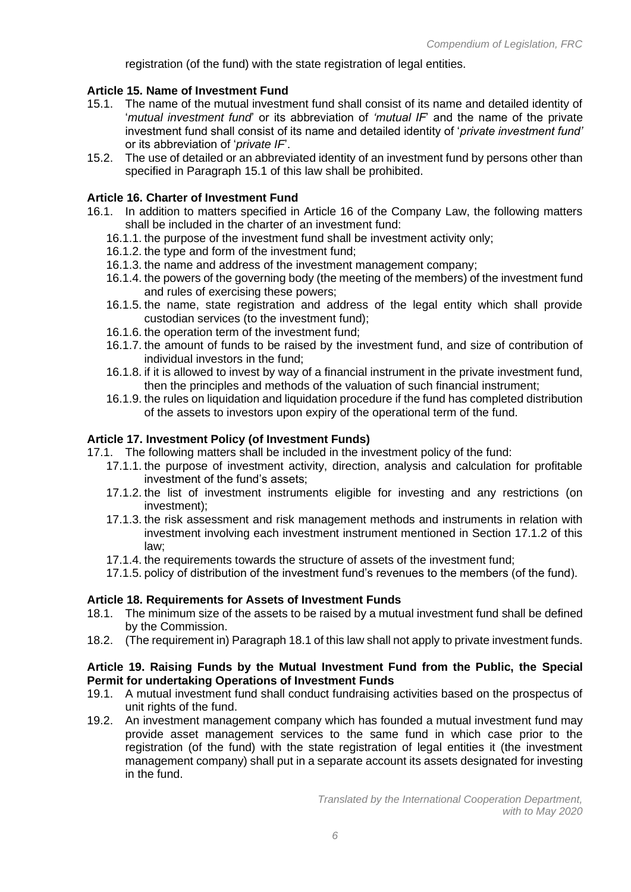registration (of the fund) with the state registration of legal entities.

**Article 15. Name of Investment Fund**

15.1. The name of the mutual investment fund shall consist of its name and detailed identity of '*mutual investment fund*' or its abbreviation of *'mutual IF*' and the name of the private investment fund shall consist of its name and detailed identity of '*private investment fund'* or its abbreviation of '*private IF*'.

15.2. The use of detailed or an abbreviated identity of an investment fund by persons other than specified in Paragraph 15.1 of this law shall be prohibited.

**Article 16. Charter of Investment Fund**

16.1. In addition to matters specified in Article 16 of the Company Law, the following matters shall be included in the charter of an investment fund:

- 16.1.1. the purpose of the investment fund shall be investment activity only;
- 16.1.2. the type and form of the investment fund;
- 16.1.3. the name and address of the investment management company;
- 16.1.4. the powers of the governing body (the meeting of the members) of the investment fund and rules of exercising these powers;
- 16.1.5. the name, state registration and address of the legal entity which shall provide custodian services (to the investment fund);
- 16.1.6. the operation term of the investment fund;
- 16.1.7. the amount of funds to be raised by the investment fund, and size of contribution of individual investors in the fund;
- 16.1.8. if it is allowed to invest by way of a financial instrument in the private investment fund, then the principles and methods of the valuation of such financial instrument;
- 16.1.9. the rules on liquidation and liquidation procedure if the fund has completed distribution of the assets to investors upon expiry of the operational term of the fund.

**Article 17. Investment Policy (of Investment Funds)**

17.1. The following matters shall be included in the investment policy of the fund:

- 17.1.1. the purpose of investment activity, direction, analysis and calculation for profitable investment of the fund's assets;
- 17.1.2. the list of investment instruments eligible for investing and any restrictions (on investment);
- 17.1.3. the risk assessment and risk management methods and instruments in relation with investment involving each investment instrument mentioned in Section 17.1.2 of this law;
- 17.1.4. the requirements towards the structure of assets of the investment fund;
- 17.1.5. policy of distribution of the investment fund's revenues to the members (of the fund).

**Article 18. Requirements for Assets of Investment Funds**

18.1. The minimum size of the assets to be raised by a mutual investment fund shall be defined by the Commission.

18.2. (The requirement in) Paragraph 18.1 of this law shall not apply to private investment funds.

**Article 19. Raising Funds by the Mutual Investment Fund from the Public, the Special Permit for undertaking Operations of Investment Funds**

19.1. A mutual investment fund shall conduct fundraising activities based on the prospectus of unit rights of the fund.

19.2. An investment management company which has founded a mutual investment fund may provide asset management services to the same fund in which case prior to the registration (of the fund) with the state registration of legal entities it (the investment management company) shall put in a separate account its assets designated for investing in the fund.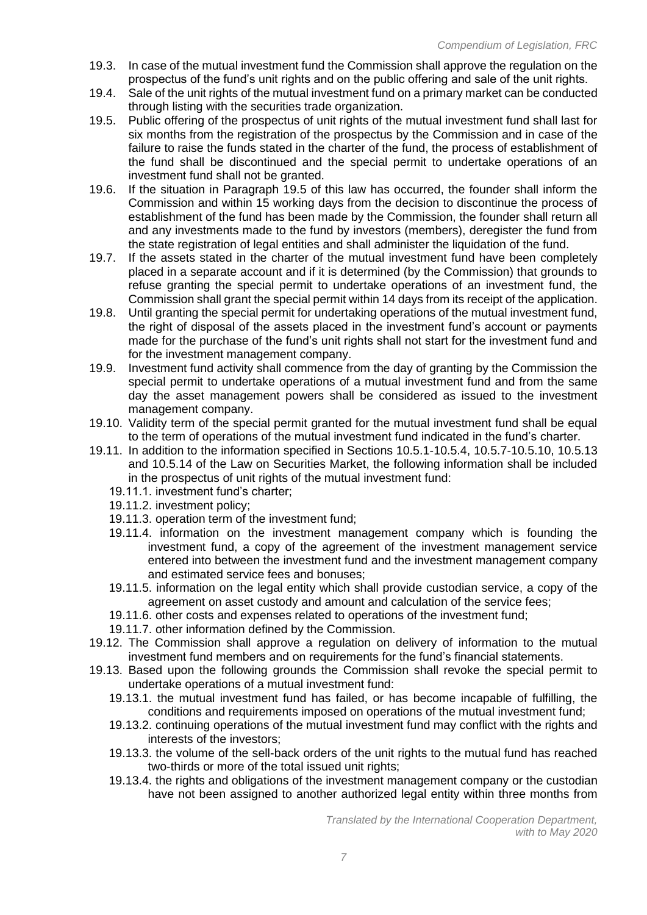19.3. In case of the mutual investment fund the Commission shall approve the regulation on the prospectus of the fund's unit rights and on the public offering and sale of the unit rights.

19.4. Sale of the unit rights of the mutual investment fund on a primary market can be conducted through listing with the securities trade organization.

19.5. Public offering of the prospectus of unit rights of the mutual investment fund shall last for six months from the registration of the prospectus by the Commission and in case of the failure to raise the funds stated in the charter of the fund, the process of establishment of the fund shall be discontinued and the special permit to undertake operations of an investment fund shall not be granted.

19.6. If the situation in Paragraph 19.5 of this law has occurred, the founder shall inform the Commission and within 15 working days from the decision to discontinue the process of establishment of the fund has been made by the Commission, the founder shall return all and any investments made to the fund by investors (members), deregister the fund from the state registration of legal entities and shall administer the liquidation of the fund.

19.7. If the assets stated in the charter of the mutual investment fund have been completely placed in a separate account and if it is determined (by the Commission) that grounds to refuse granting the special permit to undertake operations of an investment fund, the Commission shall grant the special permit within 14 days from its receipt of the application.

19.8. Until granting the special permit for undertaking operations of the mutual investment fund, the right of disposal of the assets placed in the investment fund's account or payments made for the purchase of the fund's unit rights shall not start for the investment fund and for the investment management company.

19.9. Investment fund activity shall commence from the day of granting by the Commission the special permit to undertake operations of a mutual investment fund and from the same day the asset management powers shall be considered as issued to the investment management company.

19.10. Validity term of the special permit granted for the mutual investment fund shall be equal to the term of operations of the mutual investment fund indicated in the fund's charter.

19.11. In addition to the information specified in Sections 10.5.1-10.5.4, 10.5.7-10.5.10, 10.5.13 and 10.5.14 of the Law on Securities Market, the following information shall be included in the prospectus of unit rights of the mutual investment fund:

- 19.11.1. investment fund's charter;
- 19.11.2. investment policy;
- 19.11.3. operation term of the investment fund;
- 19.11.4. information on the investment management company which is founding the investment fund, a copy of the agreement of the investment management service entered into between the investment fund and the investment management company and estimated service fees and bonuses;
- 19.11.5. information on the legal entity which shall provide custodian service, a copy of the agreement on asset custody and amount and calculation of the service fees;
- 19.11.6. other costs and expenses related to operations of the investment fund;
- 19.11.7. other information defined by the Commission.

19.12. The Commission shall approve a regulation on delivery of information to the mutual investment fund members and on requirements for the fund's financial statements.

19.13. Based upon the following grounds the Commission shall revoke the special permit to undertake operations of a mutual investment fund:

- 19.13.1. the mutual investment fund has failed, or has become incapable of fulfilling, the conditions and requirements imposed on operations of the mutual investment fund;
- 19.13.2. continuing operations of the mutual investment fund may conflict with the rights and interests of the investors;
- 19.13.3. the volume of the sell-back orders of the unit rights to the mutual fund has reached two-thirds or more of the total issued unit rights;
- 19.13.4. the rights and obligations of the investment management company or the custodian have not been assigned to another authorized legal entity within three months from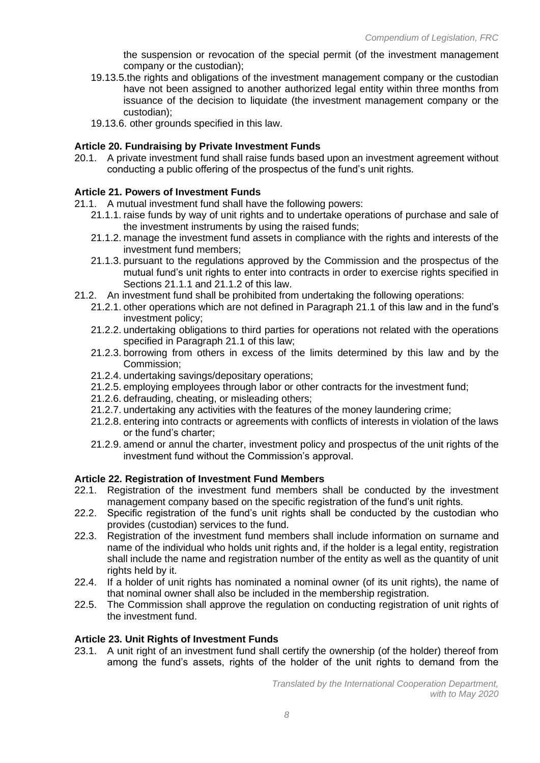the suspension or revocation of the special permit (of the investment management company or the custodian);

19.13.5. the rights and obligations of the investment management company or the custodian have not been assigned to another authorized legal entity within three months from issuance of the decision to liquidate (the investment management company or the custodian);

19.13.6. other grounds specified in this law.

### Article 20. Fundraising by Private Investment Funds

20.1. A private investment fund shall raise funds based upon an investment agreement without conducting a public offering of the prospectus of the fund's unit rights.

### Article 21. Powers of Investment Funds

21.1. A mutual investment fund shall have the following powers:

21.1.1. raise funds by way of unit rights and to undertake operations of purchase and sale of the investment instruments by using the raised funds;

21.1.2. manage the investment fund assets in compliance with the rights and interests of the investment fund members;

21.1.3. pursuant to the regulations approved by the Commission and the prospectus of the mutual fund's unit rights to enter into contracts in order to exercise rights specified in Sections 21.1.1 and 21.1.2 of this law.

21.2. An investment fund shall be prohibited from undertaking the following operations:

21.2.1. other operations which are not defined in Paragraph 21.1 of this law and in the fund's investment policy;

21.2.2. undertaking obligations to third parties for operations not related with the operations specified in Paragraph 21.1 of this law;

21.2.3. borrowing from others in excess of the limits determined by this law and by the Commission;

21.2.4. undertaking savings/depositary operations;

21.2.5. employing employees through labor or other contracts for the investment fund;

21.2.6. defrauding, cheating, or misleading others;

21.2.7. undertaking any activities with the features of the money laundering crime;

21.2.8. entering into contracts or agreements with conflicts of interests in violation of the laws or the fund's charter;

21.2.9. amend or annul the charter, investment policy and prospectus of the unit rights of the investment fund without the Commission's approval.

### Article 22. Registration of Investment Fund Members

22.1. Registration of the investment fund members shall be conducted by the investment management company based on the specific registration of the fund's unit rights.

22.2. Specific registration of the fund's unit rights shall be conducted by the custodian who provides (custodian) services to the fund.

22.3. Registration of the investment fund members shall include information on surname and name of the individual who holds unit rights and, if the holder is a legal entity, registration shall include the name and registration number of the entity as well as the quantity of unit rights held by it.

22.4. If a holder of unit rights has nominated a nominal owner (of its unit rights), the name of that nominal owner shall also be included in the membership registration.

22.5. The Commission shall approve the regulation on conducting registration of unit rights of the investment fund.

### Article 23. Unit Rights of Investment Funds

23.1. A unit right of an investment fund shall certify the ownership (of the holder) thereof from among the fund's assets, rights of the holder of the unit rights to demand from the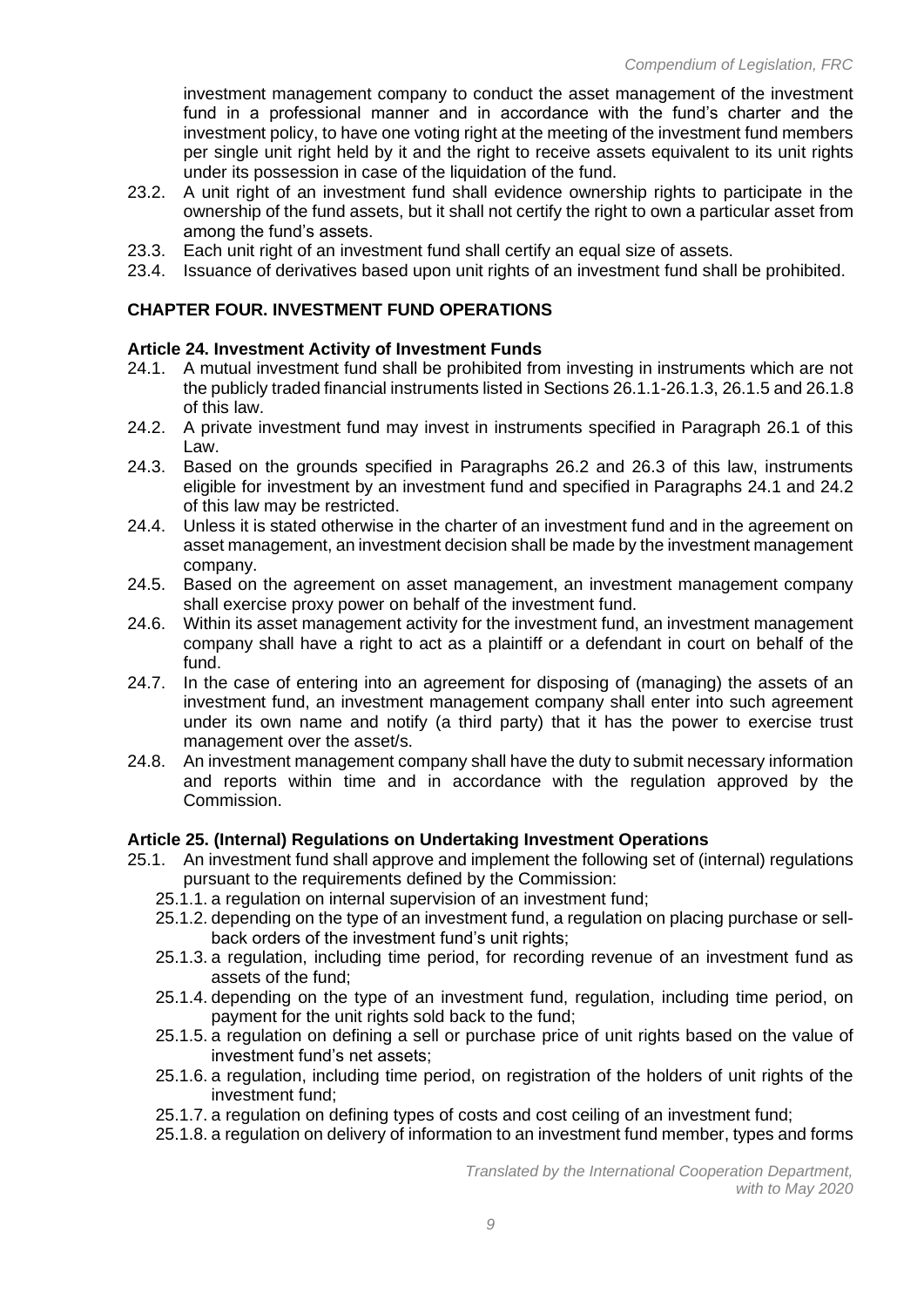investment management company to conduct the asset management of the investment fund in a professional manner and in accordance with the fund's charter and the investment policy, to have one voting right at the meeting of the investment fund members per single unit right held by it and the right to receive assets equivalent to its unit rights under its possession in case of the liquidation of the fund.

23.2. A unit right of an investment fund shall evidence ownership rights to participate in the ownership of the fund assets, but it shall not certify the right to own a particular asset from among the fund's assets.

23.3. Each unit right of an investment fund shall certify an equal size of assets.

23.4. Issuance of derivatives based upon unit rights of an investment fund shall be prohibited.

## CHAPTER FOUR. INVESTMENT FUND OPERATIONS

### Article 24. Investment Activity of Investment Funds

24.1. A mutual investment fund shall be prohibited from investing in instruments which are not the publicly traded financial instruments listed in Sections 26.1.1-26.1.3, 26.1.5 and 26.1.8 of this law.

24.2. A private investment fund may invest in instruments specified in Paragraph 26.1 of this Law.

24.3. Based on the grounds specified in Paragraphs 26.2 and 26.3 of this law, instruments eligible for investment by an investment fund and specified in Paragraphs 24.1 and 24.2 of this law may be restricted.

24.4. Unless it is stated otherwise in the charter of an investment fund and in the agreement on asset management, an investment decision shall be made by the investment management company.

24.5. Based on the agreement on asset management, an investment management company shall exercise proxy power on behalf of the investment fund.

24.6. Within its asset management activity for the investment fund, an investment management company shall have a right to act as a plaintiff or a defendant in court on behalf of the fund.

24.7. In the case of entering into an agreement for disposing of (managing) the assets of an investment fund, an investment management company shall enter into such agreement under its own name and notify (a third party) that it has the power to exercise trust management over the asset/s.

24.8. An investment management company shall have the duty to submit necessary information and reports within time and in accordance with the regulation approved by the Commission.

### Article 25. (Internal) Regulations on Undertaking Investment Operations

25.1. An investment fund shall approve and implement the following set of (internal) regulations pursuant to the requirements defined by the Commission:

- 25.1.1. a regulation on internal supervision of an investment fund;
- 25.1.2. depending on the type of an investment fund, a regulation on placing purchase or sell-back orders of the investment fund's unit rights;
- 25.1.3. a regulation, including time period, for recording revenue of an investment fund as assets of the fund;
- 25.1.4. depending on the type of an investment fund, regulation, including time period, on payment for the unit rights sold back to the fund;
- 25.1.5. a regulation on defining a sell or purchase price of unit rights based on the value of investment fund's net assets;
- 25.1.6. a regulation, including time period, on registration of the holders of unit rights of the investment fund;
- 25.1.7. a regulation on defining types of costs and cost ceiling of an investment fund;
- 25.1.8. a regulation on delivery of information to an investment fund member, types and forms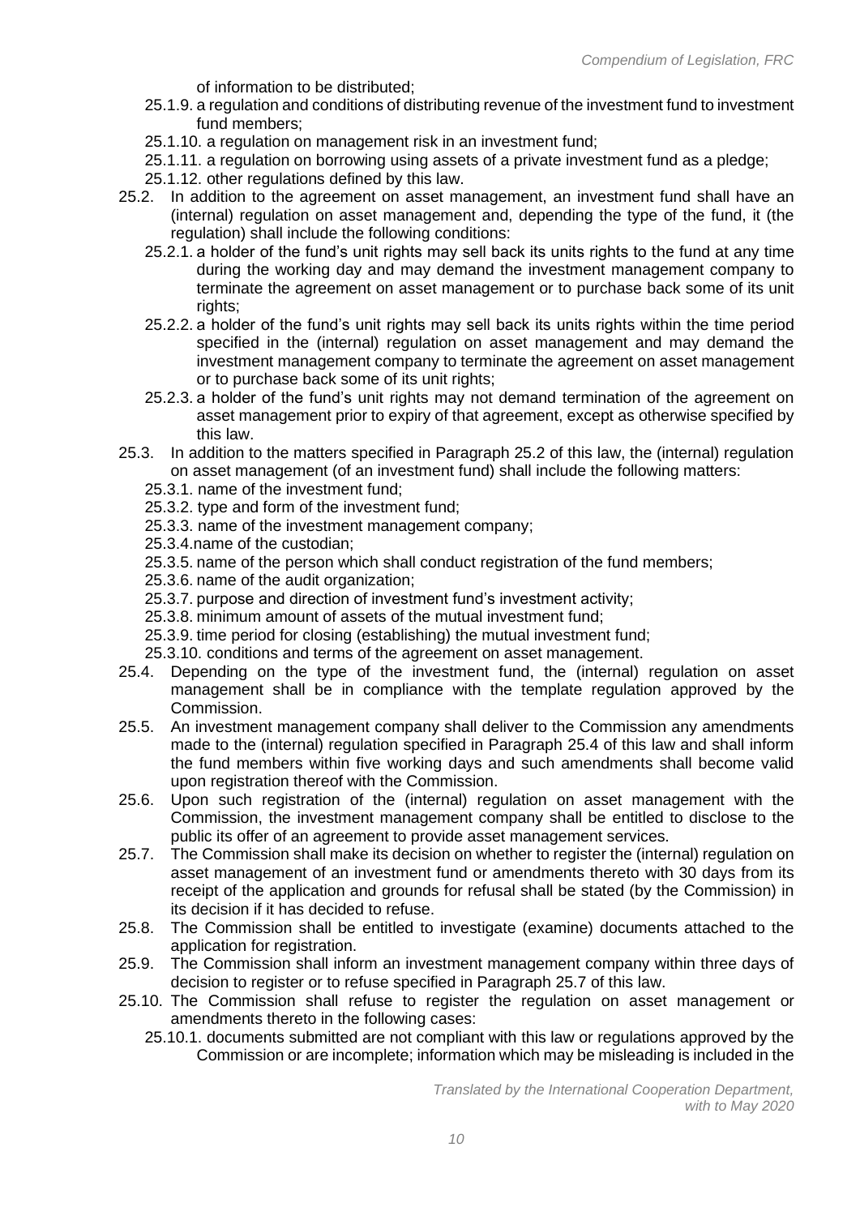of information to be distributed;

- 25.1.9. a regulation and conditions of distributing revenue of the investment fund to investment fund members;
- 25.1.10. a regulation on management risk in an investment fund;
- 25.1.11. a regulation on borrowing using assets of a private investment fund as a pledge;
- 25.1.12. other regulations defined by this law.

25.2. In addition to the agreement on asset management, an investment fund shall have an (internal) regulation on asset management and, depending the type of the fund, it (the regulation) shall include the following conditions:

- 25.2.1. a holder of the fund's unit rights may sell back its units rights to the fund at any time during the working day and may demand the investment management company to terminate the agreement on asset management or to purchase back some of its unit rights;
- 25.2.2. a holder of the fund's unit rights may sell back its units rights within the time period specified in the (internal) regulation on asset management and may demand the investment management company to terminate the agreement on asset management or to purchase back some of its unit rights;
- 25.2.3. a holder of the fund's unit rights may not demand termination of the agreement on asset management prior to expiry of that agreement, except as otherwise specified by this law.

25.3. In addition to the matters specified in Paragraph 25.2 of this law, the (internal) regulation on asset management (of an investment fund) shall include the following matters:

- 25.3.1. name of the investment fund;
- 25.3.2. type and form of the investment fund;
- 25.3.3. name of the investment management company;
- 25.3.4.name of the custodian;
- 25.3.5. name of the person which shall conduct registration of the fund members;
- 25.3.6. name of the audit organization;
- 25.3.7. purpose and direction of investment fund's investment activity;
- 25.3.8. minimum amount of assets of the mutual investment fund;
- 25.3.9. time period for closing (establishing) the mutual investment fund;
- 25.3.10. conditions and terms of the agreement on asset management.

25.4. Depending on the type of the investment fund, the (internal) regulation on asset management shall be in compliance with the template regulation approved by the Commission.

25.5. An investment management company shall deliver to the Commission any amendments made to the (internal) regulation specified in Paragraph 25.4 of this law and shall inform the fund members within five working days and such amendments shall become valid upon registration thereof with the Commission.

25.6. Upon such registration of the (internal) regulation on asset management with the Commission, the investment management company shall be entitled to disclose to the public its offer of an agreement to provide asset management services.

25.7. The Commission shall make its decision on whether to register the (internal) regulation on asset management of an investment fund or amendments thereto with 30 days from its receipt of the application and grounds for refusal shall be stated (by the Commission) in its decision if it has decided to refuse.

25.8. The Commission shall be entitled to investigate (examine) documents attached to the application for registration.

25.9. The Commission shall inform an investment management company within three days of decision to register or to refuse specified in Paragraph 25.7 of this law.

25.10. The Commission shall refuse to register the regulation on asset management or amendments thereto in the following cases:

- 25.10.1. documents submitted are not compliant with this law or regulations approved by the Commission or are incomplete; information which may be misleading is included in the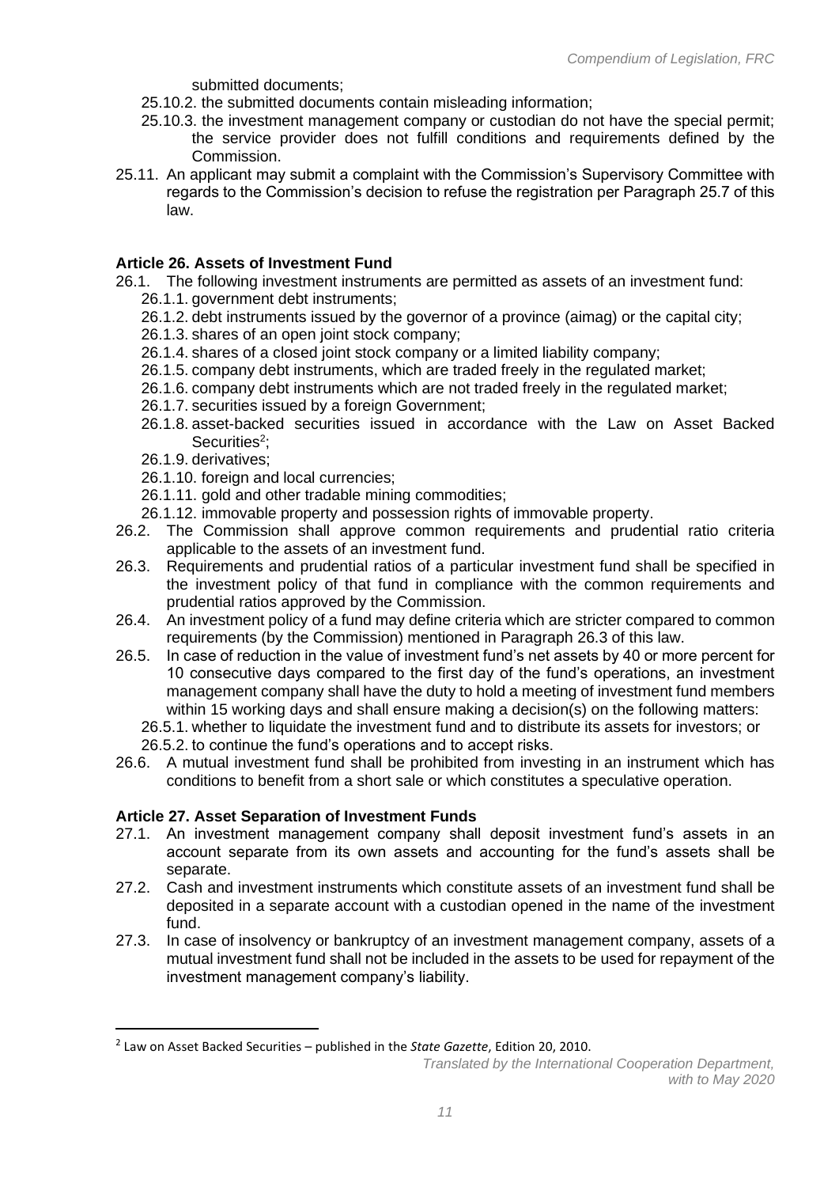submitted documents;

25.10.2. the submitted documents contain misleading information;

25.10.3. the investment management company or custodian do not have the special permit; the service provider does not fulfill conditions and requirements defined by the Commission.

25.11. An applicant may submit a complaint with the Commission's Supervisory Committee with regards to the Commission's decision to refuse the registration per Paragraph 25.7 of this law.

#### Article 26. Assets of Investment Fund

26.1. The following investment instruments are permitted as assets of an investment fund:

26.1.1. government debt instruments;

26.1.2. debt instruments issued by the governor of a province (aimag) or the capital city;

26.1.3. shares of an open joint stock company;

26.1.4. shares of a closed joint stock company or a limited liability company;

26.1.5. company debt instruments, which are traded freely in the regulated market;

26.1.6. company debt instruments which are not traded freely in the regulated market;

26.1.7. securities issued by a foreign Government;

26.1.8. asset-backed securities issued in accordance with the Law on Asset Backed Securities[2];

26.1.9. derivatives;

26.1.10. foreign and local currencies;

26.1.11. gold and other tradable mining commodities;

26.1.12. immovable property and possession rights of immovable property.

26.2. The Commission shall approve common requirements and prudential ratio criteria applicable to the assets of an investment fund.

26.3. Requirements and prudential ratios of a particular investment fund shall be specified in the investment policy of that fund in compliance with the common requirements and prudential ratios approved by the Commission.

26.4. An investment policy of a fund may define criteria which are stricter compared to common requirements (by the Commission) mentioned in Paragraph 26.3 of this law.

26.5. In case of reduction in the value of investment fund's net assets by 40 or more percent for 10 consecutive days compared to the first day of the fund's operations, an investment management company shall have the duty to hold a meeting of investment fund members within 15 working days and shall ensure making a decision(s) on the following matters:

26.5.1. whether to liquidate the investment fund and to distribute its assets for investors; or

26.5.2. to continue the fund's operations and to accept risks.

26.6. A mutual investment fund shall be prohibited from investing in an instrument which has conditions to benefit from a short sale or which constitutes a speculative operation.

#### Article 27. Asset Separation of Investment Funds

27.1. An investment management company shall deposit investment fund's assets in an account separate from its own assets and accounting for the fund's assets shall be separate.

27.2. Cash and investment instruments which constitute assets of an investment fund shall be deposited in a separate account with a custodian opened in the name of the investment fund.

27.3. In case of insolvency or bankruptcy of an investment management company, assets of a mutual investment fund shall not be included in the assets to be used for repayment of the investment management company's liability.

---

[2] Law on Asset Backed Securities – published in the *State Gazette*, Edition 20, 2010.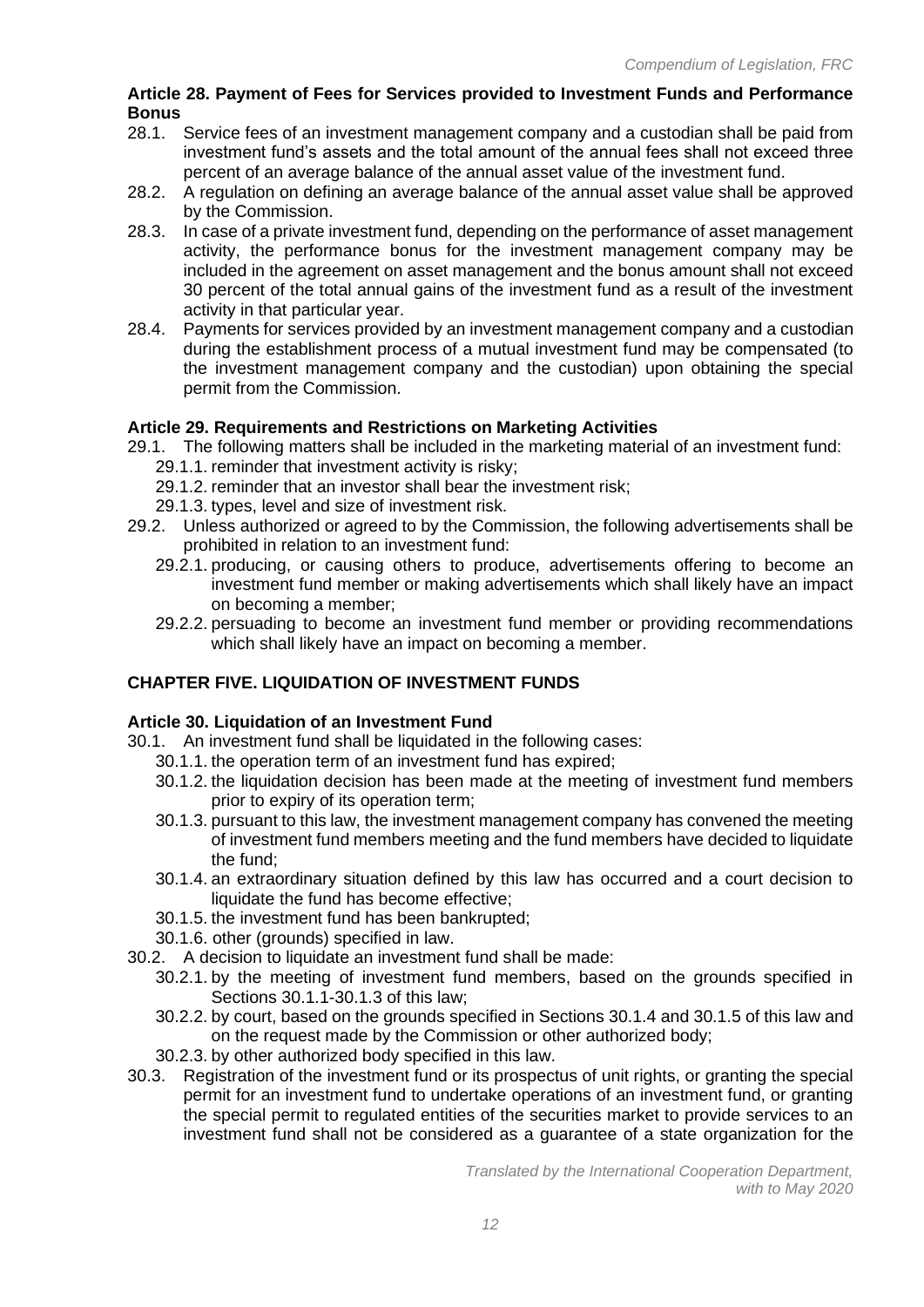### Article 28. Payment of Fees for Services provided to Investment Funds and Performance Bonus

28.1. Service fees of an investment management company and a custodian shall be paid from investment fund's assets and the total amount of the annual fees shall not exceed three percent of an average balance of the annual asset value of the investment fund.

28.2. A regulation on defining an average balance of the annual asset value shall be approved by the Commission.

28.3. In case of a private investment fund, depending on the performance of asset management activity, the performance bonus for the investment management company may be included in the agreement on asset management and the bonus amount shall not exceed 30 percent of the total annual gains of the investment fund as a result of the investment activity in that particular year.

28.4. Payments for services provided by an investment management company and a custodian during the establishment process of a mutual investment fund may be compensated (to the investment management company and the custodian) upon obtaining the special permit from the Commission.

### Article 29. Requirements and Restrictions on Marketing Activities

29.1. The following matters shall be included in the marketing material of an investment fund:

- 29.1.1. reminder that investment activity is risky;
- 29.1.2. reminder that an investor shall bear the investment risk;
- 29.1.3. types, level and size of investment risk.

29.2. Unless authorized or agreed to by the Commission, the following advertisements shall be prohibited in relation to an investment fund:

- 29.2.1. producing, or causing others to produce, advertisements offering to become an investment fund member or making advertisements which shall likely have an impact on becoming a member;
- 29.2.2. persuading to become an investment fund member or providing recommendations which shall likely have an impact on becoming a member.

## CHAPTER FIVE. LIQUIDATION OF INVESTMENT FUNDS

### Article 30. Liquidation of an Investment Fund

30.1. An investment fund shall be liquidated in the following cases:

- 30.1.1. the operation term of an investment fund has expired;
- 30.1.2. the liquidation decision has been made at the meeting of investment fund members prior to expiry of its operation term;
- 30.1.3. pursuant to this law, the investment management company has convened the meeting of investment fund members meeting and the fund members have decided to liquidate the fund;
- 30.1.4. an extraordinary situation defined by this law has occurred and a court decision to liquidate the fund has become effective;
- 30.1.5. the investment fund has been bankrupted;
- 30.1.6. other (grounds) specified in law.

30.2. A decision to liquidate an investment fund shall be made:

- 30.2.1. by the meeting of investment fund members, based on the grounds specified in Sections 30.1.1-30.1.3 of this law;
- 30.2.2. by court, based on the grounds specified in Sections 30.1.4 and 30.1.5 of this law and on the request made by the Commission or other authorized body;
- 30.2.3. by other authorized body specified in this law.

30.3. Registration of the investment fund or its prospectus of unit rights, or granting the special permit for an investment fund to undertake operations of an investment fund, or granting the special permit to regulated entities of the securities market to provide services to an investment fund shall not be considered as a guarantee of a state organization for the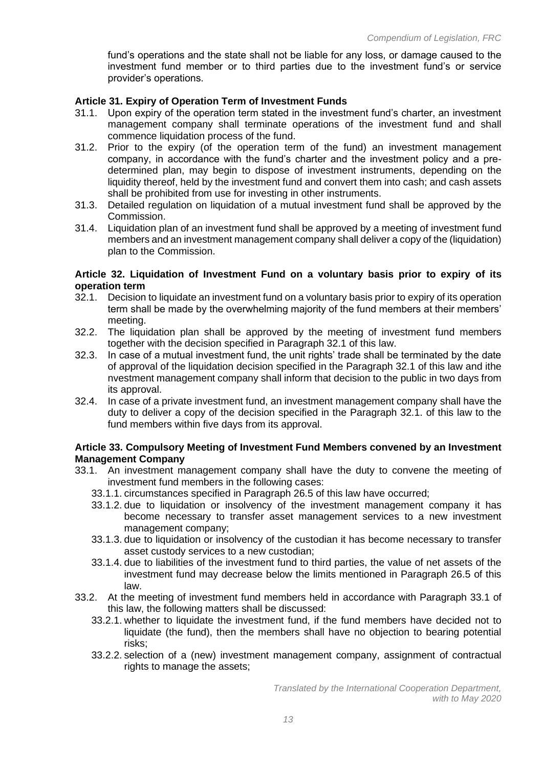fund's operations and the state shall not be liable for any loss, or damage caused to the investment fund member or to third parties due to the investment fund's or service provider's operations.

**Article 31. Expiry of Operation Term of Investment Funds**

31.1. Upon expiry of the operation term stated in the investment fund's charter, an investment management company shall terminate operations of the investment fund and shall commence liquidation process of the fund.

31.2. Prior to the expiry (of the operation term of the fund) an investment management company, in accordance with the fund's charter and the investment policy and a pre-determined plan, may begin to dispose of investment instruments, depending on the liquidity thereof, held by the investment fund and convert them into cash; and cash assets shall be prohibited from use for investing in other instruments.

31.3. Detailed regulation on liquidation of a mutual investment fund shall be approved by the Commission.

31.4. Liquidation plan of an investment fund shall be approved by a meeting of investment fund members and an investment management company shall deliver a copy of the (liquidation) plan to the Commission.

**Article 32. Liquidation of Investment Fund on a voluntary basis prior to expiry of its operation term**

32.1. Decision to liquidate an investment fund on a voluntary basis prior to expiry of its operation term shall be made by the overwhelming majority of the fund members at their members' meeting.

32.2. The liquidation plan shall be approved by the meeting of investment fund members together with the decision specified in Paragraph 32.1 of this law.

32.3. In case of a mutual investment fund, the unit rights' trade shall be terminated by the date of approval of the liquidation decision specified in the Paragraph 32.1 of this law and ithe nvestment management company shall inform that decision to the public in two days from its approval.

32.4. In case of a private investment fund, an investment management company shall have the duty to deliver a copy of the decision specified in the Paragraph 32.1. of this law to the fund members within five days from its approval.

**Article 33. Compulsory Meeting of Investment Fund Members convened by an Investment Management Company**

33.1. An investment management company shall have the duty to convene the meeting of investment fund members in the following cases:

- 33.1.1. circumstances specified in Paragraph 26.5 of this law have occurred;
- 33.1.2. due to liquidation or insolvency of the investment management company it has become necessary to transfer asset management services to a new investment management company;
- 33.1.3. due to liquidation or insolvency of the custodian it has become necessary to transfer asset custody services to a new custodian;
- 33.1.4. due to liabilities of the investment fund to third parties, the value of net assets of the investment fund may decrease below the limits mentioned in Paragraph 26.5 of this law.

33.2. At the meeting of investment fund members held in accordance with Paragraph 33.1 of this law, the following matters shall be discussed:

- 33.2.1. whether to liquidate the investment fund, if the fund members have decided not to liquidate (the fund), then the members shall have no objection to bearing potential risks;
- 33.2.2. selection of a (new) investment management company, assignment of contractual rights to manage the assets;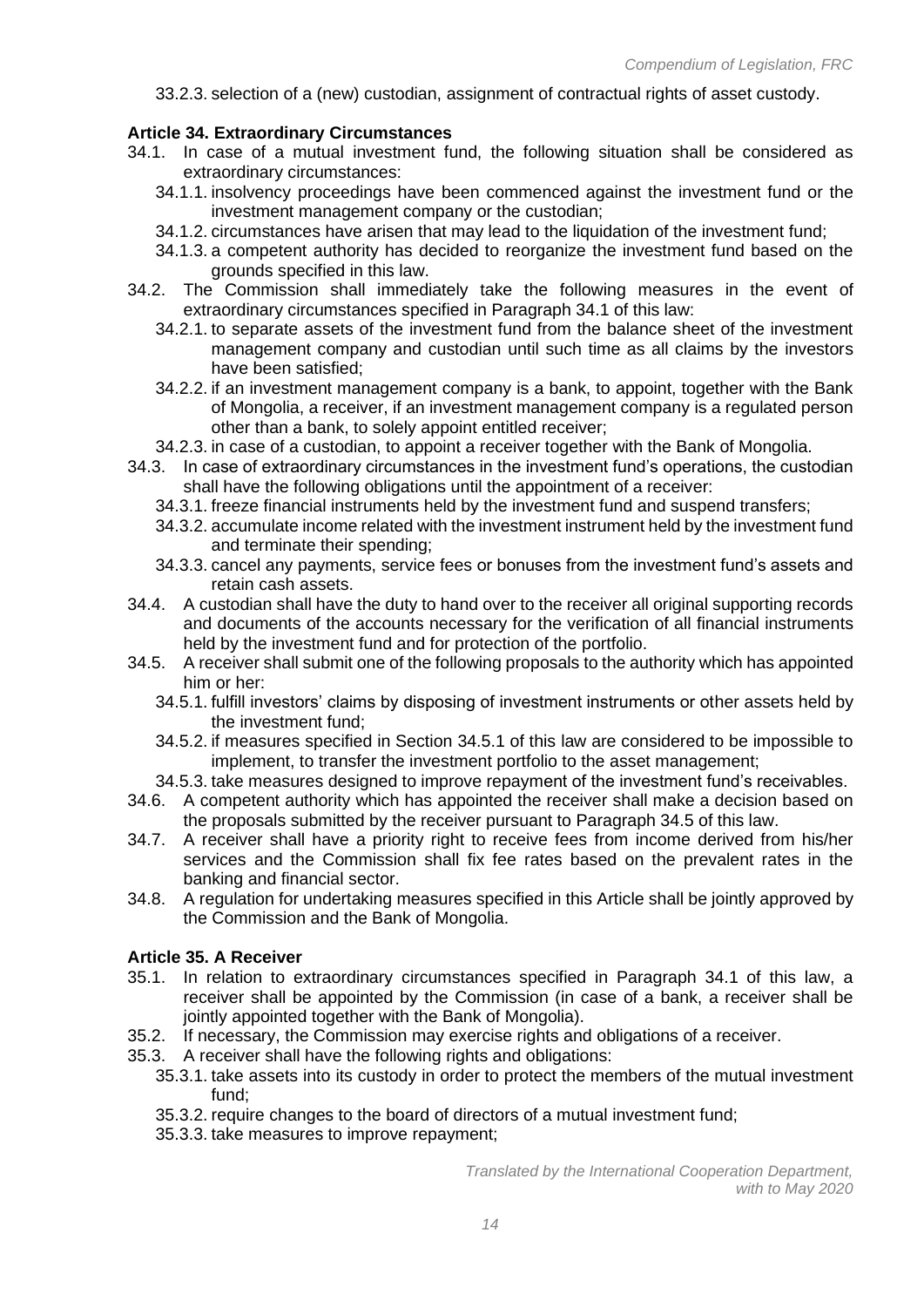33.2.3. selection of a (new) custodian, assignment of contractual rights of asset custody.

**Article 34. Extraordinary Circumstances**

34.1. In case of a mutual investment fund, the following situation shall be considered as extraordinary circumstances:

- 34.1.1. insolvency proceedings have been commenced against the investment fund or the investment management company or the custodian;
- 34.1.2. circumstances have arisen that may lead to the liquidation of the investment fund;
- 34.1.3. a competent authority has decided to reorganize the investment fund based on the grounds specified in this law.

34.2. The Commission shall immediately take the following measures in the event of extraordinary circumstances specified in Paragraph 34.1 of this law:

- 34.2.1. to separate assets of the investment fund from the balance sheet of the investment management company and custodian until such time as all claims by the investors have been satisfied;
- 34.2.2. if an investment management company is a bank, to appoint, together with the Bank of Mongolia, a receiver, if an investment management company is a regulated person other than a bank, to solely appoint entitled receiver;
- 34.2.3. in case of a custodian, to appoint a receiver together with the Bank of Mongolia.

34.3. In case of extraordinary circumstances in the investment fund's operations, the custodian shall have the following obligations until the appointment of a receiver:

- 34.3.1. freeze financial instruments held by the investment fund and suspend transfers;
- 34.3.2. accumulate income related with the investment instrument held by the investment fund and terminate their spending;
- 34.3.3. cancel any payments, service fees or bonuses from the investment fund's assets and retain cash assets.

34.4. A custodian shall have the duty to hand over to the receiver all original supporting records and documents of the accounts necessary for the verification of all financial instruments held by the investment fund and for protection of the portfolio.

34.5. A receiver shall submit one of the following proposals to the authority which has appointed him or her:

- 34.5.1. fulfill investors' claims by disposing of investment instruments or other assets held by the investment fund;
- 34.5.2. if measures specified in Section 34.5.1 of this law are considered to be impossible to implement, to transfer the investment portfolio to the asset management;
- 34.5.3. take measures designed to improve repayment of the investment fund's receivables.

34.6. A competent authority which has appointed the receiver shall make a decision based on the proposals submitted by the receiver pursuant to Paragraph 34.5 of this law.

34.7. A receiver shall have a priority right to receive fees from income derived from his/her services and the Commission shall fix fee rates based on the prevalent rates in the banking and financial sector.

34.8. A regulation for undertaking measures specified in this Article shall be jointly approved by the Commission and the Bank of Mongolia.

**Article 35. A Receiver**

35.1. In relation to extraordinary circumstances specified in Paragraph 34.1 of this law, a receiver shall be appointed by the Commission (in case of a bank, a receiver shall be jointly appointed together with the Bank of Mongolia).

35.2. If necessary, the Commission may exercise rights and obligations of a receiver.

35.3. A receiver shall have the following rights and obligations:

- 35.3.1. take assets into its custody in order to protect the members of the mutual investment fund;
- 35.3.2. require changes to the board of directors of a mutual investment fund;
- 35.3.3. take measures to improve repayment;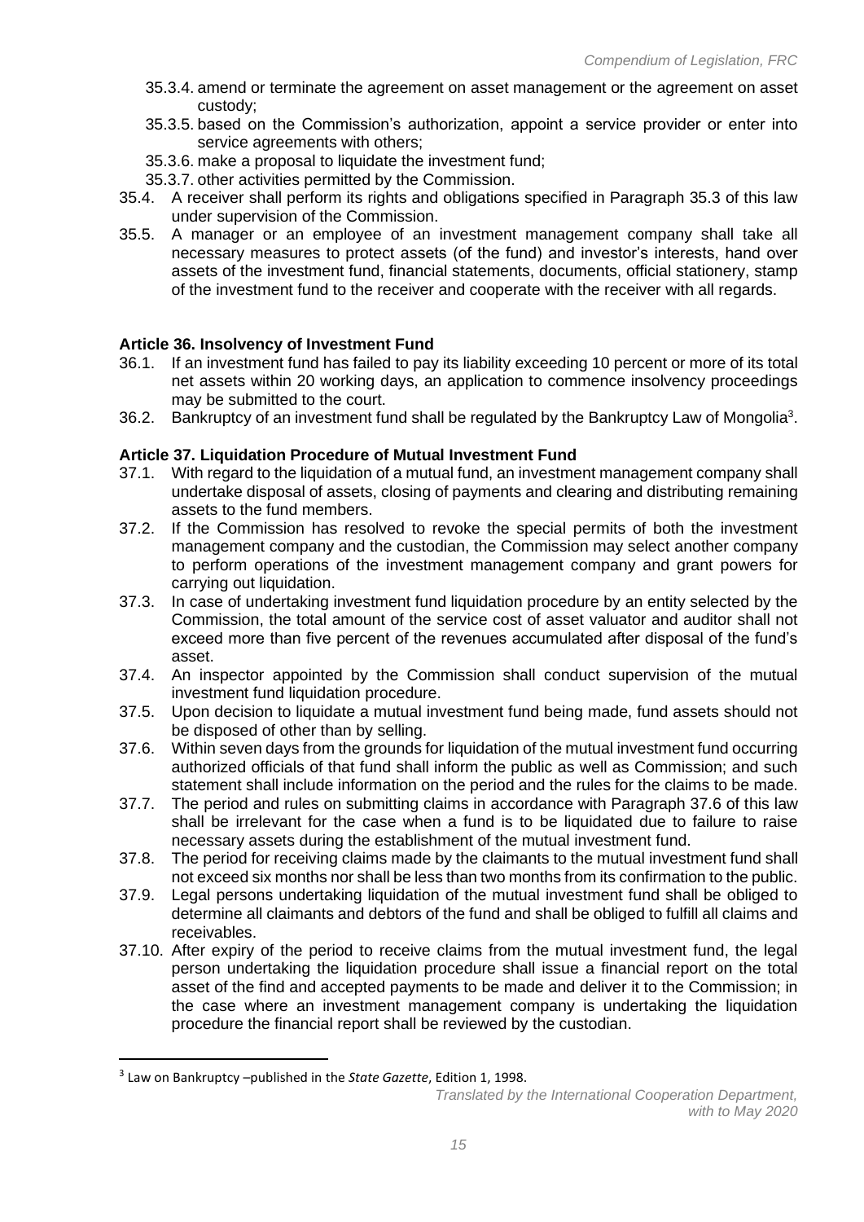35.3.4. amend or terminate the agreement on asset management or the agreement on asset custody;

35.3.5. based on the Commission's authorization, appoint a service provider or enter into service agreements with others;

35.3.6. make a proposal to liquidate the investment fund;

35.3.7. other activities permitted by the Commission.

35.4. A receiver shall perform its rights and obligations specified in Paragraph 35.3 of this law under supervision of the Commission.

35.5. A manager or an employee of an investment management company shall take all necessary measures to protect assets (of the fund) and investor's interests, hand over assets of the investment fund, financial statements, documents, official stationery, stamp of the investment fund to the receiver and cooperate with the receiver with all regards.

**Article 36. Insolvency of Investment Fund**

36.1. If an investment fund has failed to pay its liability exceeding 10 percent or more of its total net assets within 20 working days, an application to commence insolvency proceedings may be submitted to the court.

36.2. Bankruptcy of an investment fund shall be regulated by the Bankruptcy Law of Mongolia[3].

**Article 37. Liquidation Procedure of Mutual Investment Fund**

37.1. With regard to the liquidation of a mutual fund, an investment management company shall undertake disposal of assets, closing of payments and clearing and distributing remaining assets to the fund members.

37.2. If the Commission has resolved to revoke the special permits of both the investment management company and the custodian, the Commission may select another company to perform operations of the investment management company and grant powers for carrying out liquidation.

37.3. In case of undertaking investment fund liquidation procedure by an entity selected by the Commission, the total amount of the service cost of asset valuator and auditor shall not exceed more than five percent of the revenues accumulated after disposal of the fund's asset.

37.4. An inspector appointed by the Commission shall conduct supervision of the mutual investment fund liquidation procedure.

37.5. Upon decision to liquidate a mutual investment fund being made, fund assets should not be disposed of other than by selling.

37.6. Within seven days from the grounds for liquidation of the mutual investment fund occurring authorized officials of that fund shall inform the public as well as Commission; and such statement shall include information on the period and the rules for the claims to be made.

37.7. The period and rules on submitting claims in accordance with Paragraph 37.6 of this law shall be irrelevant for the case when a fund is to be liquidated due to failure to raise necessary assets during the establishment of the mutual investment fund.

37.8. The period for receiving claims made by the claimants to the mutual investment fund shall not exceed six months nor shall be less than two months from its confirmation to the public.

37.9. Legal persons undertaking liquidation of the mutual investment fund shall be obliged to determine all claimants and debtors of the fund and shall be obliged to fulfill all claims and receivables.

37.10. After expiry of the period to receive claims from the mutual investment fund, the legal person undertaking the liquidation procedure shall issue a financial report on the total asset of the find and accepted payments to be made and deliver it to the Commission; in the case where an investment management company is undertaking the liquidation procedure the financial report shall be reviewed by the custodian.

---

[3] Law on Bankruptcy –published in the *State Gazette*, Edition 1, 1998.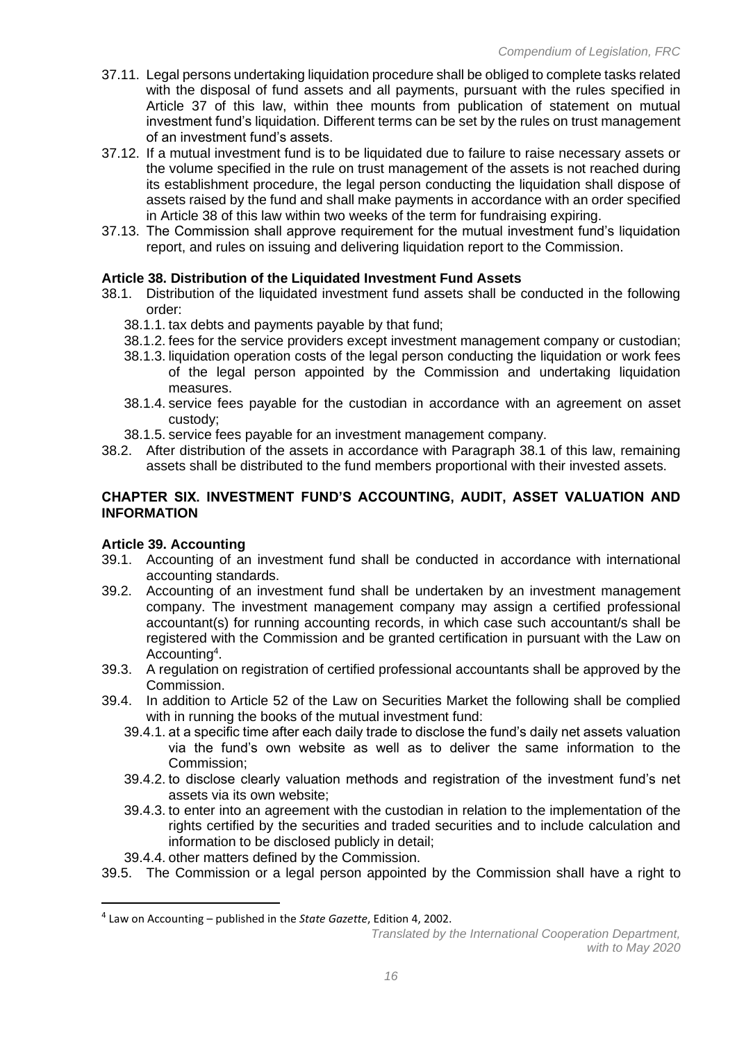37.11. Legal persons undertaking liquidation procedure shall be obliged to complete tasks related with the disposal of fund assets and all payments, pursuant with the rules specified in Article 37 of this law, within thee mounts from publication of statement on mutual investment fund's liquidation. Different terms can be set by the rules on trust management of an investment fund's assets.

37.12. If a mutual investment fund is to be liquidated due to failure to raise necessary assets or the volume specified in the rule on trust management of the assets is not reached during its establishment procedure, the legal person conducting the liquidation shall dispose of assets raised by the fund and shall make payments in accordance with an order specified in Article 38 of this law within two weeks of the term for fundraising expiring.

37.13. The Commission shall approve requirement for the mutual investment fund's liquidation report, and rules on issuing and delivering liquidation report to the Commission.

### Article 38. Distribution of the Liquidated Investment Fund Assets

38.1. Distribution of the liquidated investment fund assets shall be conducted in the following order:

- 38.1.1. tax debts and payments payable by that fund;
- 38.1.2. fees for the service providers except investment management company or custodian;
- 38.1.3. liquidation operation costs of the legal person conducting the liquidation or work fees of the legal person appointed by the Commission and undertaking liquidation measures.
- 38.1.4. service fees payable for the custodian in accordance with an agreement on asset custody;
- 38.1.5. service fees payable for an investment management company.

38.2. After distribution of the assets in accordance with Paragraph 38.1 of this law, remaining assets shall be distributed to the fund members proportional with their invested assets.

## CHAPTER SIX. INVESTMENT FUND'S ACCOUNTING, AUDIT, ASSET VALUATION AND INFORMATION

### Article 39. Accounting

39.1. Accounting of an investment fund shall be conducted in accordance with international accounting standards.

39.2. Accounting of an investment fund shall be undertaken by an investment management company. The investment management company may assign a certified professional accountant(s) for running accounting records, in which case such accountant/s shall be registered with the Commission and be granted certification in pursuant with the Law on Accounting[4].

39.3. A regulation on registration of certified professional accountants shall be approved by the Commission.

39.4. In addition to Article 52 of the Law on Securities Market the following shall be complied with in running the books of the mutual investment fund:

- 39.4.1. at a specific time after each daily trade to disclose the fund's daily net assets valuation via the fund's own website as well as to deliver the same information to the Commission;
- 39.4.2. to disclose clearly valuation methods and registration of the investment fund's net assets via its own website;
- 39.4.3. to enter into an agreement with the custodian in relation to the implementation of the rights certified by the securities and traded securities and to include calculation and information to be disclosed publicly in detail;
- 39.4.4. other matters defined by the Commission.

39.5. The Commission or a legal person appointed by the Commission shall have a right to

[4] Law on Accounting – published in the *State Gazette*, Edition 4, 2002.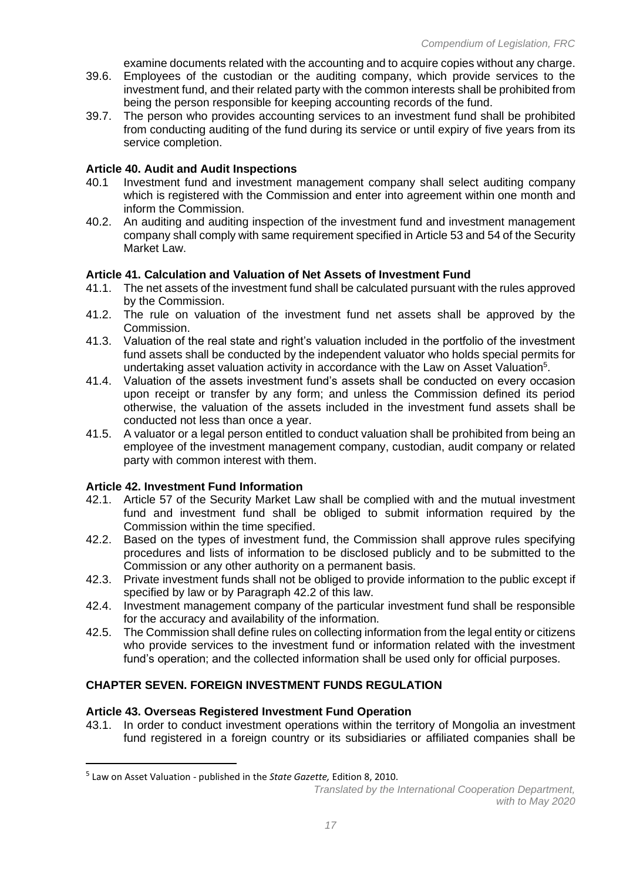examine documents related with the accounting and to acquire copies without any charge.

39.6. Employees of the custodian or the auditing company, which provide services to the investment fund, and their related party with the common interests shall be prohibited from being the person responsible for keeping accounting records of the fund.

39.7. The person who provides accounting services to an investment fund shall be prohibited from conducting auditing of the fund during its service or until expiry of five years from its service completion.

**Article 40. Audit and Audit Inspections**

40.1 Investment fund and investment management company shall select auditing company which is registered with the Commission and enter into agreement within one month and inform the Commission.

40.2. An auditing and auditing inspection of the investment fund and investment management company shall comply with same requirement specified in Article 53 and 54 of the Security Market Law.

**Article 41. Calculation and Valuation of Net Assets of Investment Fund**

41.1. The net assets of the investment fund shall be calculated pursuant with the rules approved by the Commission.

41.2. The rule on valuation of the investment fund net assets shall be approved by the Commission.

41.3. Valuation of the real state and right's valuation included in the portfolio of the investment fund assets shall be conducted by the independent valuator who holds special permits for undertaking asset valuation activity in accordance with the Law on Asset Valuation[5].

41.4. Valuation of the assets investment fund's assets shall be conducted on every occasion upon receipt or transfer by any form; and unless the Commission defined its period otherwise, the valuation of the assets included in the investment fund assets shall be conducted not less than once a year.

41.5. A valuator or a legal person entitled to conduct valuation shall be prohibited from being an employee of the investment management company, custodian, audit company or related party with common interest with them.

**Article 42. Investment Fund Information**

42.1. Article 57 of the Security Market Law shall be complied with and the mutual investment fund and investment fund shall be obliged to submit information required by the Commission within the time specified.

42.2. Based on the types of investment fund, the Commission shall approve rules specifying procedures and lists of information to be disclosed publicly and to be submitted to the Commission or any other authority on a permanent basis.

42.3. Private investment funds shall not be obliged to provide information to the public except if specified by law or by Paragraph 42.2 of this law.

42.4. Investment management company of the particular investment fund shall be responsible for the accuracy and availability of the information.

42.5. The Commission shall define rules on collecting information from the legal entity or citizens who provide services to the investment fund or information related with the investment fund's operation; and the collected information shall be used only for official purposes.

## CHAPTER SEVEN. FOREIGN INVESTMENT FUNDS REGULATION

**Article 43. Overseas Registered Investment Fund Operation**

43.1. In order to conduct investment operations within the territory of Mongolia an investment fund registered in a foreign country or its subsidiaries or affiliated companies shall be

---

[5] Law on Asset Valuation - published in the *State Gazette,* Edition 8, 2010.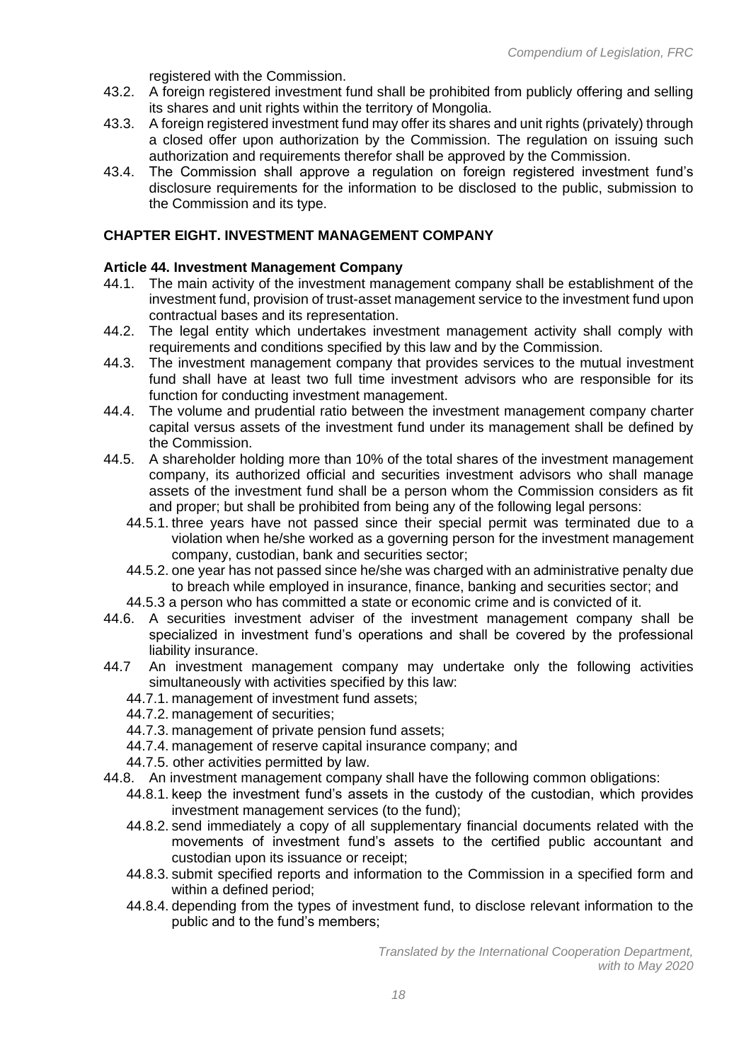registered with the Commission.

43.2. A foreign registered investment fund shall be prohibited from publicly offering and selling its shares and unit rights within the territory of Mongolia.

43.3. A foreign registered investment fund may offer its shares and unit rights (privately) through a closed offer upon authorization by the Commission. The regulation on issuing such authorization and requirements therefor shall be approved by the Commission.

43.4. The Commission shall approve a regulation on foreign registered investment fund's disclosure requirements for the information to be disclosed to the public, submission to the Commission and its type.

## CHAPTER EIGHT. INVESTMENT MANAGEMENT COMPANY

### Article 44. Investment Management Company

44.1. The main activity of the investment management company shall be establishment of the investment fund, provision of trust-asset management service to the investment fund upon contractual bases and its representation.

44.2. The legal entity which undertakes investment management activity shall comply with requirements and conditions specified by this law and by the Commission.

44.3. The investment management company that provides services to the mutual investment fund shall have at least two full time investment advisors who are responsible for its function for conducting investment management.

44.4. The volume and prudential ratio between the investment management company charter capital versus assets of the investment fund under its management shall be defined by the Commission.

44.5. A shareholder holding more than 10% of the total shares of the investment management company, its authorized official and securities investment advisors who shall manage assets of the investment fund shall be a person whom the Commission considers as fit and proper; but shall be prohibited from being any of the following legal persons:

- 44.5.1. three years have not passed since their special permit was terminated due to a violation when he/she worked as a governing person for the investment management company, custodian, bank and securities sector;
- 44.5.2. one year has not passed since he/she was charged with an administrative penalty due to breach while employed in insurance, finance, banking and securities sector; and
- 44.5.3 a person who has committed a state or economic crime and is convicted of it.

44.6. A securities investment adviser of the investment management company shall be specialized in investment fund's operations and shall be covered by the professional liability insurance.

44.7 An investment management company may undertake only the following activities simultaneously with activities specified by this law:

- 44.7.1. management of investment fund assets;
- 44.7.2. management of securities;
- 44.7.3. management of private pension fund assets;
- 44.7.4. management of reserve capital insurance company; and
- 44.7.5. other activities permitted by law.

44.8. An investment management company shall have the following common obligations:

- 44.8.1. keep the investment fund's assets in the custody of the custodian, which provides investment management services (to the fund);
- 44.8.2. send immediately a copy of all supplementary financial documents related with the movements of investment fund's assets to the certified public accountant and custodian upon its issuance or receipt;
- 44.8.3. submit specified reports and information to the Commission in a specified form and within a defined period;
- 44.8.4. depending from the types of investment fund, to disclose relevant information to the public and to the fund's members;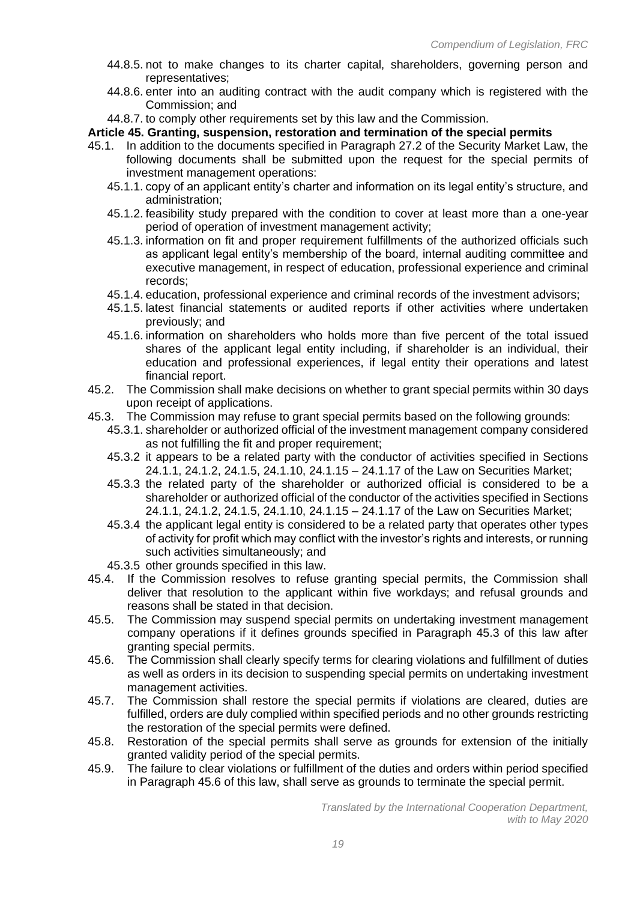44.8.5. not to make changes to its charter capital, shareholders, governing person and representatives;

44.8.6. enter into an auditing contract with the audit company which is registered with the Commission; and

44.8.7. to comply other requirements set by this law and the Commission.

**Article 45. Granting, suspension, restoration and termination of the special permits**

45.1. In addition to the documents specified in Paragraph 27.2 of the Security Market Law, the following documents shall be submitted upon the request for the special permits of investment management operations:

45.1.1. copy of an applicant entity's charter and information on its legal entity's structure, and administration;

45.1.2. feasibility study prepared with the condition to cover at least more than a one-year period of operation of investment management activity;

45.1.3. information on fit and proper requirement fulfillments of the authorized officials such as applicant legal entity's membership of the board, internal auditing committee and executive management, in respect of education, professional experience and criminal records;

45.1.4. education, professional experience and criminal records of the investment advisors;

45.1.5. latest financial statements or audited reports if other activities where undertaken previously; and

45.1.6. information on shareholders who holds more than five percent of the total issued shares of the applicant legal entity including, if shareholder is an individual, their education and professional experiences, if legal entity their operations and latest financial report.

45.2. The Commission shall make decisions on whether to grant special permits within 30 days upon receipt of applications.

45.3. The Commission may refuse to grant special permits based on the following grounds:

45.3.1. shareholder or authorized official of the investment management company considered as not fulfilling the fit and proper requirement;

45.3.2 it appears to be a related party with the conductor of activities specified in Sections 24.1.1, 24.1.2, 24.1.5, 24.1.10, 24.1.15 – 24.1.17 of the Law on Securities Market;

45.3.3 the related party of the shareholder or authorized official is considered to be a shareholder or authorized official of the conductor of the activities specified in Sections 24.1.1, 24.1.2, 24.1.5, 24.1.10, 24.1.15 – 24.1.17 of the Law on Securities Market;

45.3.4 the applicant legal entity is considered to be a related party that operates other types of activity for profit which may conflict with the investor's rights and interests, or running such activities simultaneously; and

45.3.5 other grounds specified in this law.

45.4. If the Commission resolves to refuse granting special permits, the Commission shall deliver that resolution to the applicant within five workdays; and refusal grounds and reasons shall be stated in that decision.

45.5. The Commission may suspend special permits on undertaking investment management company operations if it defines grounds specified in Paragraph 45.3 of this law after granting special permits.

45.6. The Commission shall clearly specify terms for clearing violations and fulfillment of duties as well as orders in its decision to suspending special permits on undertaking investment management activities.

45.7. The Commission shall restore the special permits if violations are cleared, duties are fulfilled, orders are duly complied within specified periods and no other grounds restricting the restoration of the special permits were defined.

45.8. Restoration of the special permits shall serve as grounds for extension of the initially granted validity period of the special permits.

45.9. The failure to clear violations or fulfillment of the duties and orders within period specified in Paragraph 45.6 of this law, shall serve as grounds to terminate the special permit.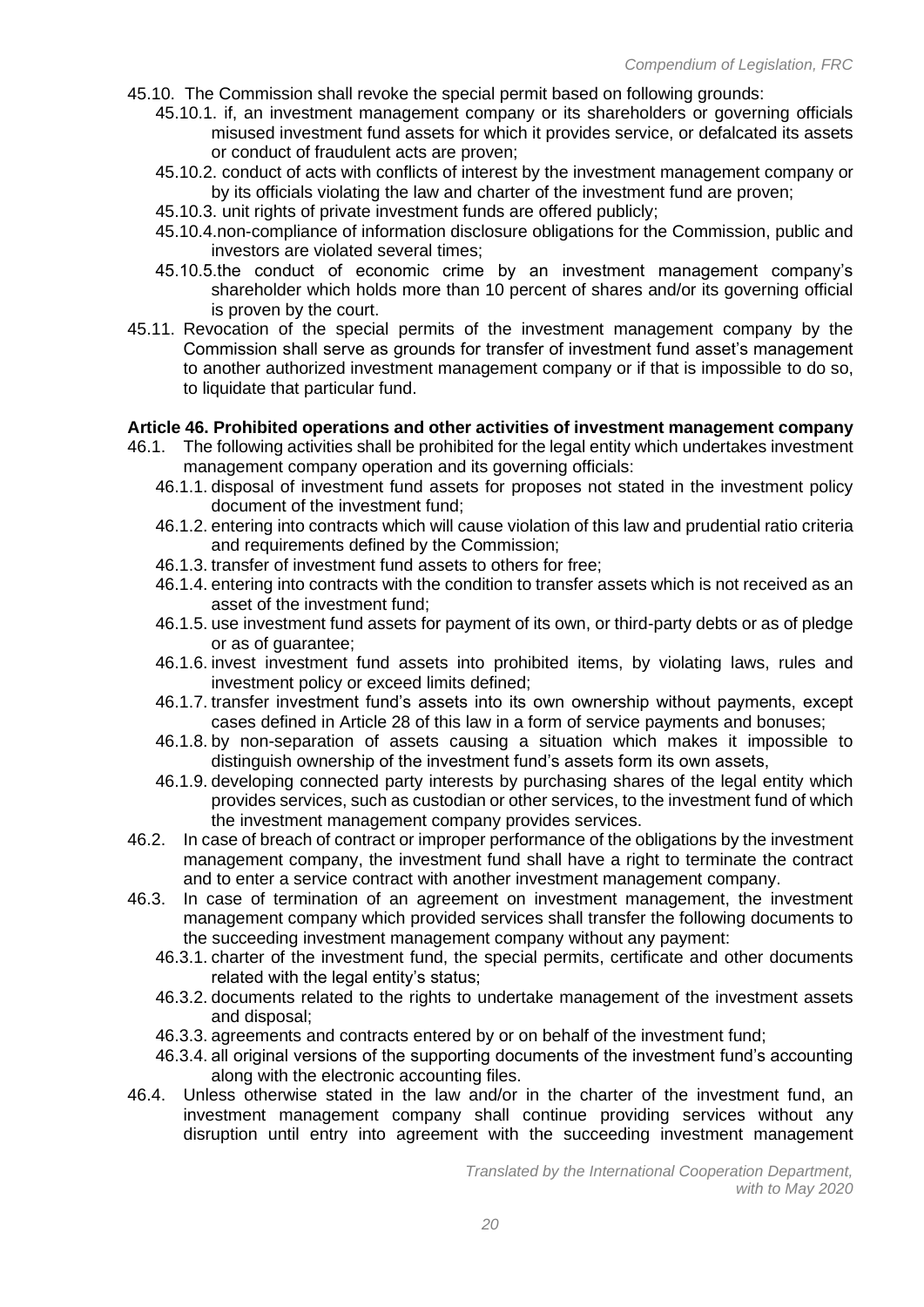45.10. The Commission shall revoke the special permit based on following grounds:

45.10.1. if, an investment management company or its shareholders or governing officials misused investment fund assets for which it provides service, or defalcated its assets or conduct of fraudulent acts are proven;

45.10.2. conduct of acts with conflicts of interest by the investment management company or by its officials violating the law and charter of the investment fund are proven;

45.10.3. unit rights of private investment funds are offered publicly;

45.10.4.non-compliance of information disclosure obligations for the Commission, public and investors are violated several times;

45.10.5.the conduct of economic crime by an investment management company's shareholder which holds more than 10 percent of shares and/or its governing official is proven by the court.

45.11. Revocation of the special permits of the investment management company by the Commission shall serve as grounds for transfer of investment fund asset's management to another authorized investment management company or if that is impossible to do so, to liquidate that particular fund.

**Article 46. Prohibited operations and other activities of investment management company**

46.1. The following activities shall be prohibited for the legal entity which undertakes investment management company operation and its governing officials:

46.1.1. disposal of investment fund assets for proposes not stated in the investment policy document of the investment fund;

46.1.2. entering into contracts which will cause violation of this law and prudential ratio criteria and requirements defined by the Commission;

46.1.3. transfer of investment fund assets to others for free;

46.1.4. entering into contracts with the condition to transfer assets which is not received as an asset of the investment fund;

46.1.5. use investment fund assets for payment of its own, or third-party debts or as of pledge or as of guarantee;

46.1.6. invest investment fund assets into prohibited items, by violating laws, rules and investment policy or exceed limits defined;

46.1.7. transfer investment fund's assets into its own ownership without payments, except cases defined in Article 28 of this law in a form of service payments and bonuses;

46.1.8. by non-separation of assets causing a situation which makes it impossible to distinguish ownership of the investment fund's assets form its own assets,

46.1.9. developing connected party interests by purchasing shares of the legal entity which provides services, such as custodian or other services, to the investment fund of which the investment management company provides services.

46.2. In case of breach of contract or improper performance of the obligations by the investment management company, the investment fund shall have a right to terminate the contract and to enter a service contract with another investment management company.

46.3. In case of termination of an agreement on investment management, the investment management company which provided services shall transfer the following documents to the succeeding investment management company without any payment:

46.3.1. charter of the investment fund, the special permits, certificate and other documents related with the legal entity's status;

46.3.2. documents related to the rights to undertake management of the investment assets and disposal;

46.3.3. agreements and contracts entered by or on behalf of the investment fund;

46.3.4. all original versions of the supporting documents of the investment fund's accounting along with the electronic accounting files.

46.4. Unless otherwise stated in the law and/or in the charter of the investment fund, an investment management company shall continue providing services without any disruption until entry into agreement with the succeeding investment management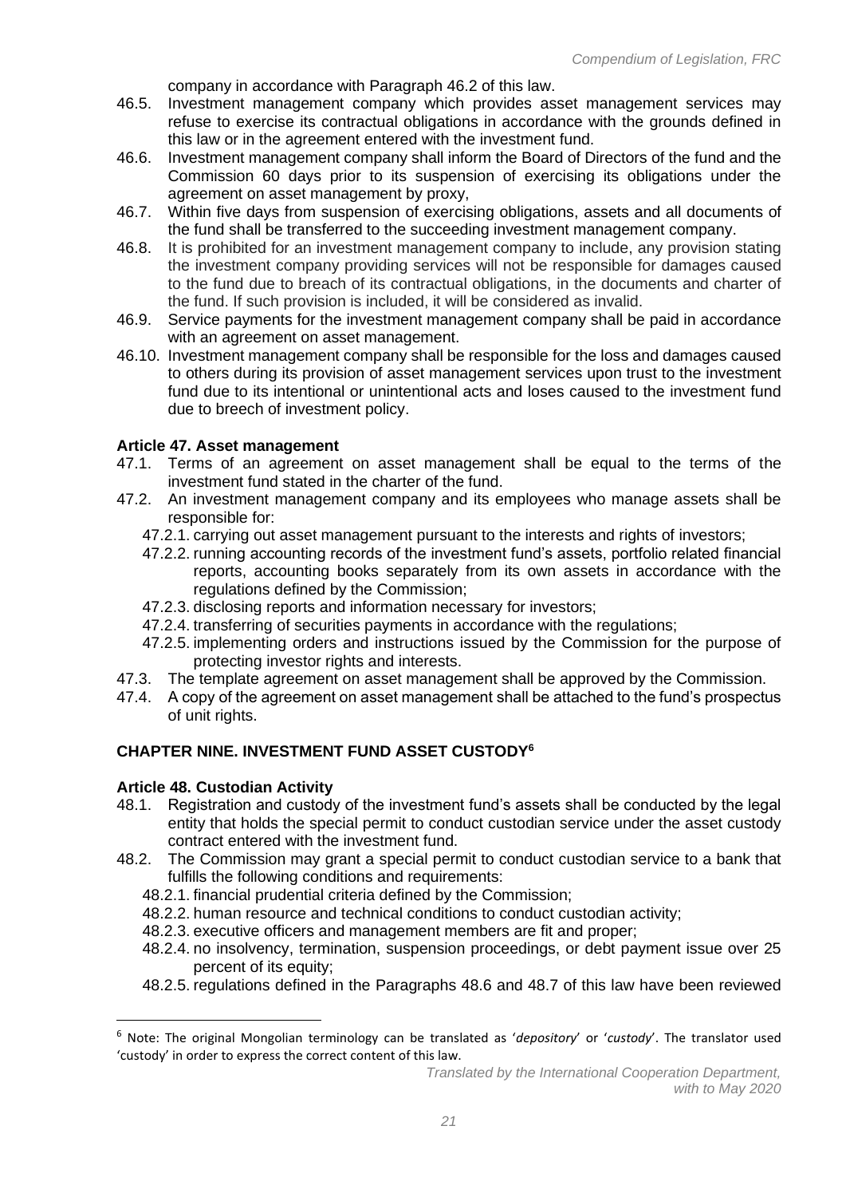company in accordance with Paragraph 46.2 of this law.

46.5. Investment management company which provides asset management services may refuse to exercise its contractual obligations in accordance with the grounds defined in this law or in the agreement entered with the investment fund.

46.6. Investment management company shall inform the Board of Directors of the fund and the Commission 60 days prior to its suspension of exercising its obligations under the agreement on asset management by proxy,

46.7. Within five days from suspension of exercising obligations, assets and all documents of the fund shall be transferred to the succeeding investment management company.

46.8. It is prohibited for an investment management company to include, any provision stating the investment company providing services will not be responsible for damages caused to the fund due to breach of its contractual obligations, in the documents and charter of the fund. If such provision is included, it will be considered as invalid.

46.9. Service payments for the investment management company shall be paid in accordance with an agreement on asset management.

46.10. Investment management company shall be responsible for the loss and damages caused to others during its provision of asset management services upon trust to the investment fund due to its intentional or unintentional acts and loses caused to the investment fund due to breech of investment policy.

**Article 47. Asset management**

47.1. Terms of an agreement on asset management shall be equal to the terms of the investment fund stated in the charter of the fund.

47.2. An investment management company and its employees who manage assets shall be responsible for:

- 47.2.1. carrying out asset management pursuant to the interests and rights of investors;
- 47.2.2. running accounting records of the investment fund's assets, portfolio related financial reports, accounting books separately from its own assets in accordance with the regulations defined by the Commission;
- 47.2.3. disclosing reports and information necessary for investors;
- 47.2.4. transferring of securities payments in accordance with the regulations;
- 47.2.5. implementing orders and instructions issued by the Commission for the purpose of protecting investor rights and interests.

47.3. The template agreement on asset management shall be approved by the Commission.

47.4. A copy of the agreement on asset management shall be attached to the fund's prospectus of unit rights.

## CHAPTER NINE. INVESTMENT FUND ASSET CUSTODY[6]

**Article 48. Custodian Activity**

48.1. Registration and custody of the investment fund's assets shall be conducted by the legal entity that holds the special permit to conduct custodian service under the asset custody contract entered with the investment fund.

48.2. The Commission may grant a special permit to conduct custodian service to a bank that fulfills the following conditions and requirements:

- 48.2.1. financial prudential criteria defined by the Commission;
- 48.2.2. human resource and technical conditions to conduct custodian activity;
- 48.2.3. executive officers and management members are fit and proper;
- 48.2.4. no insolvency, termination, suspension proceedings, or debt payment issue over 25 percent of its equity;
- 48.2.5. regulations defined in the Paragraphs 48.6 and 48.7 of this law have been reviewed

---

[6] Note: The original Mongolian terminology can be translated as '*depository*' or '*custody*'. The translator used 'custody' in order to express the correct content of this law.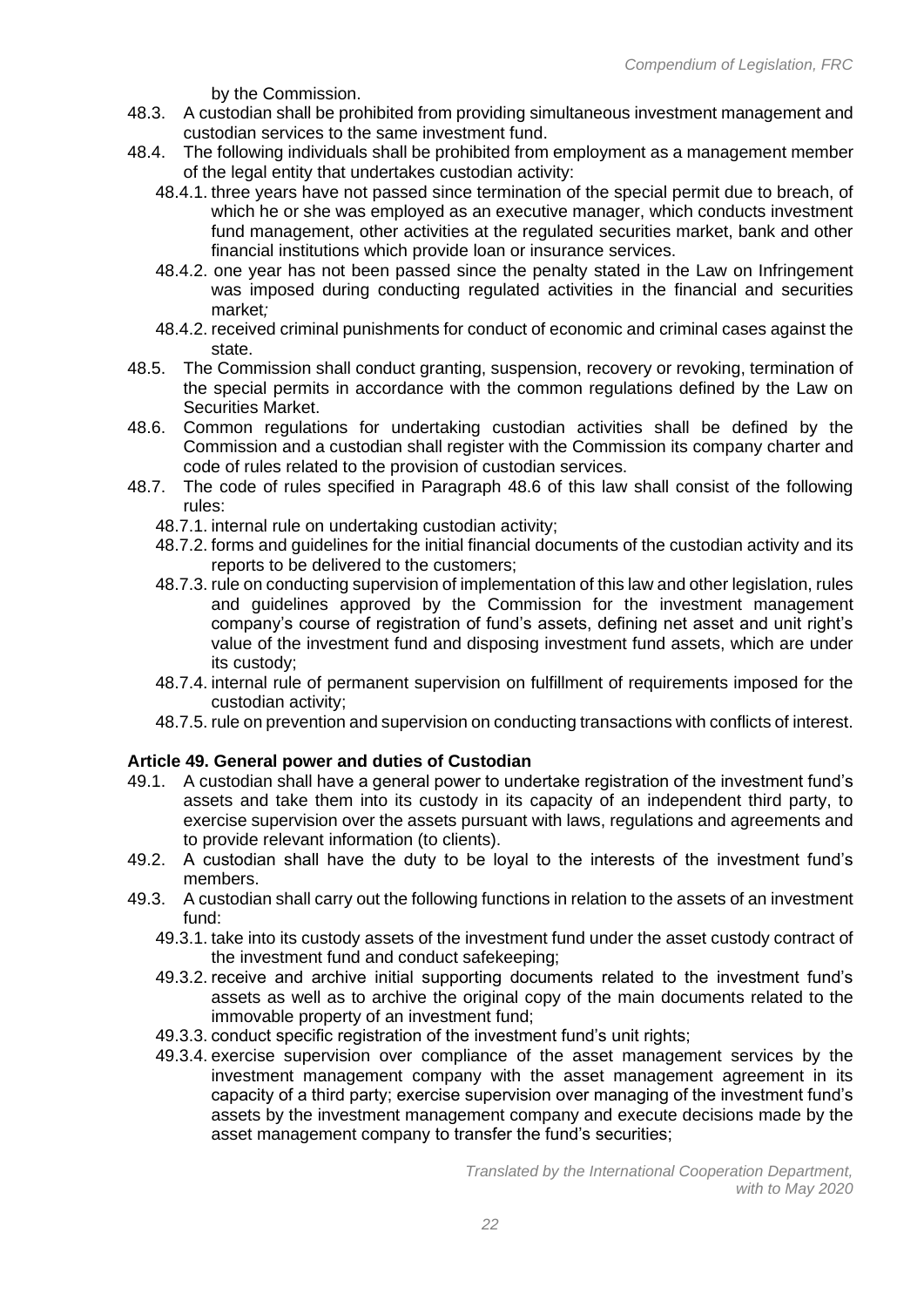by the Commission.

48.3. A custodian shall be prohibited from providing simultaneous investment management and custodian services to the same investment fund.

48.4. The following individuals shall be prohibited from employment as a management member of the legal entity that undertakes custodian activity:

- 48.4.1. three years have not passed since termination of the special permit due to breach, of which he or she was employed as an executive manager, which conducts investment fund management, other activities at the regulated securities market, bank and other financial institutions which provide loan or insurance services.
- 48.4.2. one year has not been passed since the penalty stated in the Law on Infringement was imposed during conducting regulated activities in the financial and securities market*;*
- 48.4.2. received criminal punishments for conduct of economic and criminal cases against the state.

48.5. The Commission shall conduct granting, suspension, recovery or revoking, termination of the special permits in accordance with the common regulations defined by the Law on Securities Market.

48.6. Common regulations for undertaking custodian activities shall be defined by the Commission and a custodian shall register with the Commission its company charter and code of rules related to the provision of custodian services.

48.7. The code of rules specified in Paragraph 48.6 of this law shall consist of the following rules:

- 48.7.1. internal rule on undertaking custodian activity;
- 48.7.2. forms and guidelines for the initial financial documents of the custodian activity and its reports to be delivered to the customers;
- 48.7.3. rule on conducting supervision of implementation of this law and other legislation, rules and guidelines approved by the Commission for the investment management company's course of registration of fund's assets, defining net asset and unit right's value of the investment fund and disposing investment fund assets, which are under its custody;
- 48.7.4. internal rule of permanent supervision on fulfillment of requirements imposed for the custodian activity;
- 48.7.5. rule on prevention and supervision on conducting transactions with conflicts of interest.

**Article 49. General power and duties of Custodian**

49.1. A custodian shall have a general power to undertake registration of the investment fund's assets and take them into its custody in its capacity of an independent third party, to exercise supervision over the assets pursuant with laws, regulations and agreements and to provide relevant information (to clients).

49.2. A custodian shall have the duty to be loyal to the interests of the investment fund's members.

49.3. A custodian shall carry out the following functions in relation to the assets of an investment fund:

- 49.3.1. take into its custody assets of the investment fund under the asset custody contract of the investment fund and conduct safekeeping;
- 49.3.2. receive and archive initial supporting documents related to the investment fund's assets as well as to archive the original copy of the main documents related to the immovable property of an investment fund;
- 49.3.3. conduct specific registration of the investment fund's unit rights;
- 49.3.4. exercise supervision over compliance of the asset management services by the investment management company with the asset management agreement in its capacity of a third party; exercise supervision over managing of the investment fund's assets by the investment management company and execute decisions made by the asset management company to transfer the fund's securities;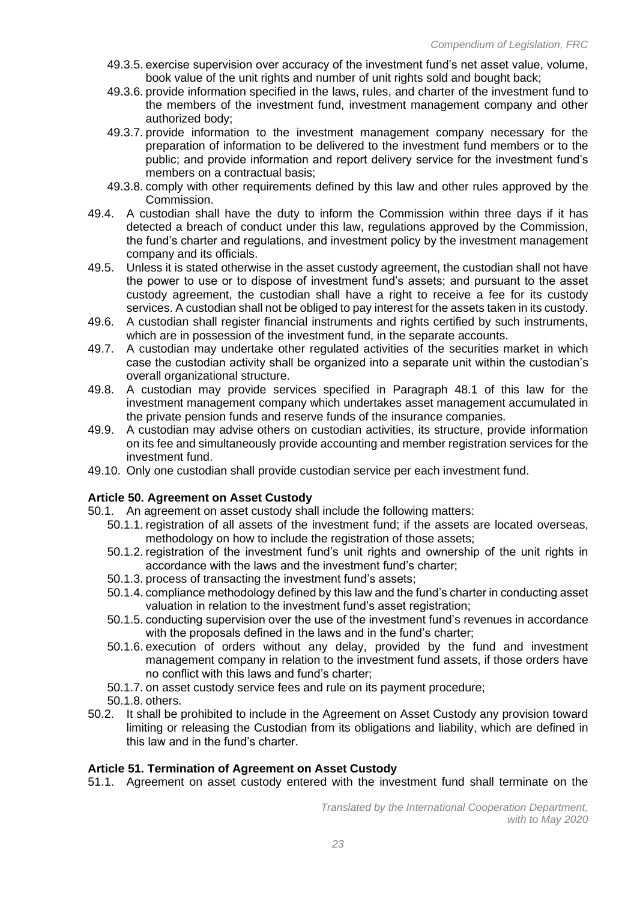49.3.5. exercise supervision over accuracy of the investment fund's net asset value, volume, book value of the unit rights and number of unit rights sold and bought back;

49.3.6. provide information specified in the laws, rules, and charter of the investment fund to the members of the investment fund, investment management company and other authorized body;

49.3.7. provide information to the investment management company necessary for the preparation of information to be delivered to the investment fund members or to the public; and provide information and report delivery service for the investment fund's members on a contractual basis;

49.3.8. comply with other requirements defined by this law and other rules approved by the Commission.

49.4. A custodian shall have the duty to inform the Commission within three days if it has detected a breach of conduct under this law, regulations approved by the Commission, the fund's charter and regulations, and investment policy by the investment management company and its officials.

49.5. Unless it is stated otherwise in the asset custody agreement, the custodian shall not have the power to use or to dispose of investment fund's assets; and pursuant to the asset custody agreement, the custodian shall have a right to receive a fee for its custody services. A custodian shall not be obliged to pay interest for the assets taken in its custody.

49.6. A custodian shall register financial instruments and rights certified by such instruments, which are in possession of the investment fund, in the separate accounts.

49.7. A custodian may undertake other regulated activities of the securities market in which case the custodian activity shall be organized into a separate unit within the custodian's overall organizational structure.

49.8. A custodian may provide services specified in Paragraph 48.1 of this law for the investment management company which undertakes asset management accumulated in the private pension funds and reserve funds of the insurance companies.

49.9. A custodian may advise others on custodian activities, its structure, provide information on its fee and simultaneously provide accounting and member registration services for the investment fund.

49.10. Only one custodian shall provide custodian service per each investment fund.

**Article 50. Agreement on Asset Custody**

50.1. An agreement on asset custody shall include the following matters:

50.1.1. registration of all assets of the investment fund; if the assets are located overseas, methodology on how to include the registration of those assets;

50.1.2. registration of the investment fund's unit rights and ownership of the unit rights in accordance with the laws and the investment fund's charter;

50.1.3. process of transacting the investment fund's assets;

50.1.4. compliance methodology defined by this law and the fund's charter in conducting asset valuation in relation to the investment fund's asset registration;

50.1.5. conducting supervision over the use of the investment fund's revenues in accordance with the proposals defined in the laws and in the fund's charter;

50.1.6. execution of orders without any delay, provided by the fund and investment management company in relation to the investment fund assets, if those orders have no conflict with this laws and fund's charter;

50.1.7. on asset custody service fees and rule on its payment procedure;

50.1.8. others.

50.2. It shall be prohibited to include in the Agreement on Asset Custody any provision toward limiting or releasing the Custodian from its obligations and liability, which are defined in this law and in the fund's charter.

**Article 51. Termination of Agreement on Asset Custody**

51.1. Agreement on asset custody entered with the investment fund shall terminate on the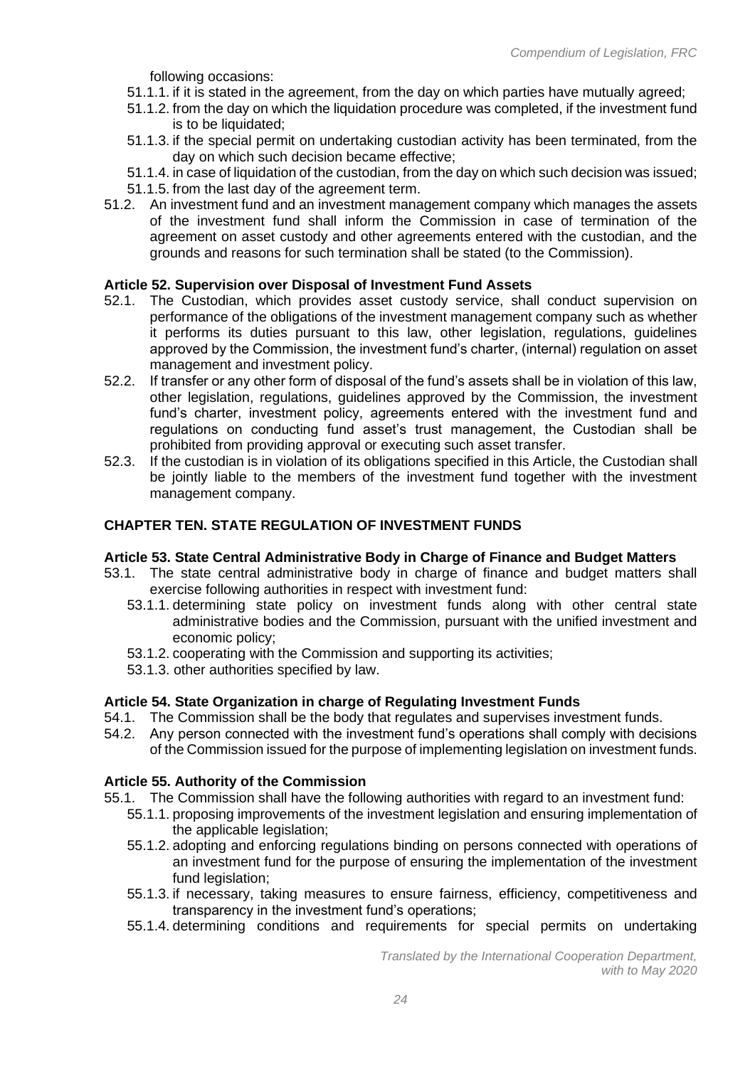following occasions:

51.1.1. if it is stated in the agreement, from the day on which parties have mutually agreed;

51.1.2. from the day on which the liquidation procedure was completed, if the investment fund is to be liquidated;

51.1.3. if the special permit on undertaking custodian activity has been terminated, from the day on which such decision became effective;

51.1.4. in case of liquidation of the custodian, from the day on which such decision was issued;

51.1.5. from the last day of the agreement term.

51.2. An investment fund and an investment management company which manages the assets of the investment fund shall inform the Commission in case of termination of the agreement on asset custody and other agreements entered with the custodian, and the grounds and reasons for such termination shall be stated (to the Commission).

**Article 52. Supervision over Disposal of Investment Fund Assets**

52.1. The Custodian, which provides asset custody service, shall conduct supervision on performance of the obligations of the investment management company such as whether it performs its duties pursuant to this law, other legislation, regulations, guidelines approved by the Commission, the investment fund's charter, (internal) regulation on asset management and investment policy.

52.2. If transfer or any other form of disposal of the fund's assets shall be in violation of this law, other legislation, regulations, guidelines approved by the Commission, the investment fund's charter, investment policy, agreements entered with the investment fund and regulations on conducting fund asset's trust management, the Custodian shall be prohibited from providing approval or executing such asset transfer.

52.3. If the custodian is in violation of its obligations specified in this Article, the Custodian shall be jointly liable to the members of the investment fund together with the investment management company.

## CHAPTER TEN. STATE REGULATION OF INVESTMENT FUNDS

**Article 53. State Central Administrative Body in Charge of Finance and Budget Matters**

53.1. The state central administrative body in charge of finance and budget matters shall exercise following authorities in respect with investment fund:

53.1.1. determining state policy on investment funds along with other central state administrative bodies and the Commission, pursuant with the unified investment and economic policy;

53.1.2. cooperating with the Commission and supporting its activities;

53.1.3. other authorities specified by law.

**Article 54. State Organization in charge of Regulating Investment Funds**

54.1. The Commission shall be the body that regulates and supervises investment funds.

54.2. Any person connected with the investment fund's operations shall comply with decisions of the Commission issued for the purpose of implementing legislation on investment funds.

**Article 55. Authority of the Commission**

55.1. The Commission shall have the following authorities with regard to an investment fund:

55.1.1. proposing improvements of the investment legislation and ensuring implementation of the applicable legislation;

55.1.2. adopting and enforcing regulations binding on persons connected with operations of an investment fund for the purpose of ensuring the implementation of the investment fund legislation;

55.1.3. if necessary, taking measures to ensure fairness, efficiency, competitiveness and transparency in the investment fund's operations;

55.1.4. determining conditions and requirements for special permits on undertaking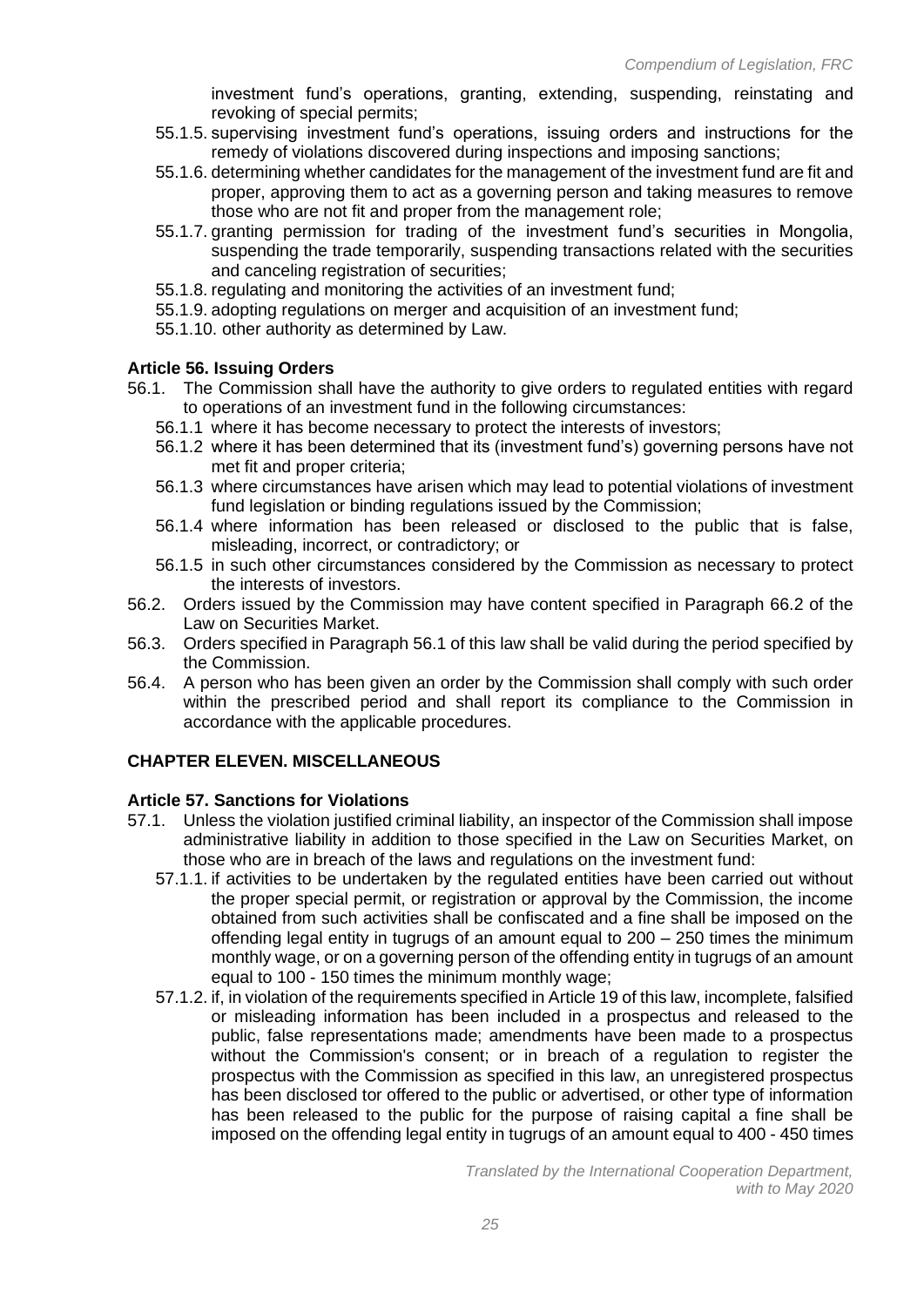investment fund's operations, granting, extending, suspending, reinstating and revoking of special permits;

55.1.5. supervising investment fund's operations, issuing orders and instructions for the remedy of violations discovered during inspections and imposing sanctions;

55.1.6. determining whether candidates for the management of the investment fund are fit and proper, approving them to act as a governing person and taking measures to remove those who are not fit and proper from the management role;

55.1.7. granting permission for trading of the investment fund's securities in Mongolia, suspending the trade temporarily, suspending transactions related with the securities and canceling registration of securities;

55.1.8. regulating and monitoring the activities of an investment fund;

55.1.9. adopting regulations on merger and acquisition of an investment fund;

55.1.10. other authority as determined by Law.

**Article 56. Issuing Orders**

56.1. The Commission shall have the authority to give orders to regulated entities with regard to operations of an investment fund in the following circumstances:

56.1.1 where it has become necessary to protect the interests of investors;

56.1.2 where it has been determined that its (investment fund's) governing persons have not met fit and proper criteria;

56.1.3 where circumstances have arisen which may lead to potential violations of investment fund legislation or binding regulations issued by the Commission;

56.1.4 where information has been released or disclosed to the public that is false, misleading, incorrect, or contradictory; or

56.1.5 in such other circumstances considered by the Commission as necessary to protect the interests of investors.

56.2. Orders issued by the Commission may have content specified in Paragraph 66.2 of the Law on Securities Market.

56.3. Orders specified in Paragraph 56.1 of this law shall be valid during the period specified by the Commission.

56.4. A person who has been given an order by the Commission shall comply with such order within the prescribed period and shall report its compliance to the Commission in accordance with the applicable procedures.

**CHAPTER ELEVEN. MISCELLANEOUS**

**Article 57. Sanctions for Violations**

57.1. Unless the violation justified criminal liability, an inspector of the Commission shall impose administrative liability in addition to those specified in the Law on Securities Market, on those who are in breach of the laws and regulations on the investment fund:

57.1.1. if activities to be undertaken by the regulated entities have been carried out without the proper special permit, or registration or approval by the Commission, the income obtained from such activities shall be confiscated and a fine shall be imposed on the offending legal entity in tugrugs of an amount equal to 200 – 250 times the minimum monthly wage, or on a governing person of the offending entity in tugrugs of an amount equal to 100 - 150 times the minimum monthly wage;

57.1.2. if, in violation of the requirements specified in Article 19 of this law, incomplete, falsified or misleading information has been included in a prospectus and released to the public, false representations made; amendments have been made to a prospectus without the Commission's consent; or in breach of a regulation to register the prospectus with the Commission as specified in this law, an unregistered prospectus has been disclosed tor offered to the public or advertised, or other type of information has been released to the public for the purpose of raising capital a fine shall be imposed on the offending legal entity in tugrugs of an amount equal to 400 - 450 times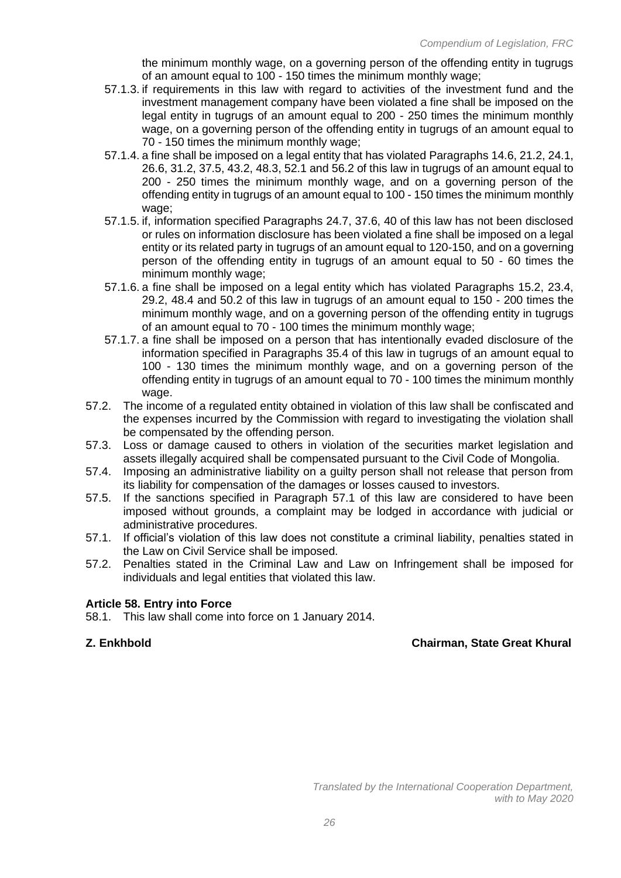the minimum monthly wage, on a governing person of the offending entity in tugrugs of an amount equal to 100 - 150 times the minimum monthly wage;

57.1.3. if requirements in this law with regard to activities of the investment fund and the investment management company have been violated a fine shall be imposed on the legal entity in tugrugs of an amount equal to 200 - 250 times the minimum monthly wage, on a governing person of the offending entity in tugrugs of an amount equal to 70 - 150 times the minimum monthly wage;

57.1.4. a fine shall be imposed on a legal entity that has violated Paragraphs 14.6, 21.2, 24.1, 26.6, 31.2, 37.5, 43.2, 48.3, 52.1 and 56.2 of this law in tugrugs of an amount equal to 200 - 250 times the minimum monthly wage, and on a governing person of the offending entity in tugrugs of an amount equal to 100 - 150 times the minimum monthly wage;

57.1.5. if, information specified Paragraphs 24.7, 37.6, 40 of this law has not been disclosed or rules on information disclosure has been violated a fine shall be imposed on a legal entity or its related party in tugrugs of an amount equal to 120-150, and on a governing person of the offending entity in tugrugs of an amount equal to 50 - 60 times the minimum monthly wage;

57.1.6. a fine shall be imposed on a legal entity which has violated Paragraphs 15.2, 23.4, 29.2, 48.4 and 50.2 of this law in tugrugs of an amount equal to 150 - 200 times the minimum monthly wage, and on a governing person of the offending entity in tugrugs of an amount equal to 70 - 100 times the minimum monthly wage;

57.1.7. a fine shall be imposed on a person that has intentionally evaded disclosure of the information specified in Paragraphs 35.4 of this law in tugrugs of an amount equal to 100 - 130 times the minimum monthly wage, and on a governing person of the offending entity in tugrugs of an amount equal to 70 - 100 times the minimum monthly wage.

57.2. The income of a regulated entity obtained in violation of this law shall be confiscated and the expenses incurred by the Commission with regard to investigating the violation shall be compensated by the offending person.

57.3. Loss or damage caused to others in violation of the securities market legislation and assets illegally acquired shall be compensated pursuant to the Civil Code of Mongolia.

57.4. Imposing an administrative liability on a guilty person shall not release that person from its liability for compensation of the damages or losses caused to investors.

57.5. If the sanctions specified in Paragraph 57.1 of this law are considered to have been imposed without grounds, a complaint may be lodged in accordance with judicial or administrative procedures.

57.1. If official's violation of this law does not constitute a criminal liability, penalties stated in the Law on Civil Service shall be imposed.

57.2. Penalties stated in the Criminal Law and Law on Infringement shall be imposed for individuals and legal entities that violated this law.

**Article 58. Entry into Force**

58.1. This law shall come into force on 1 January 2014.

**Z. Enkhbold** **Chairman, State Great Khural**

*Translated by the International Cooperation Department, with to May 2020*